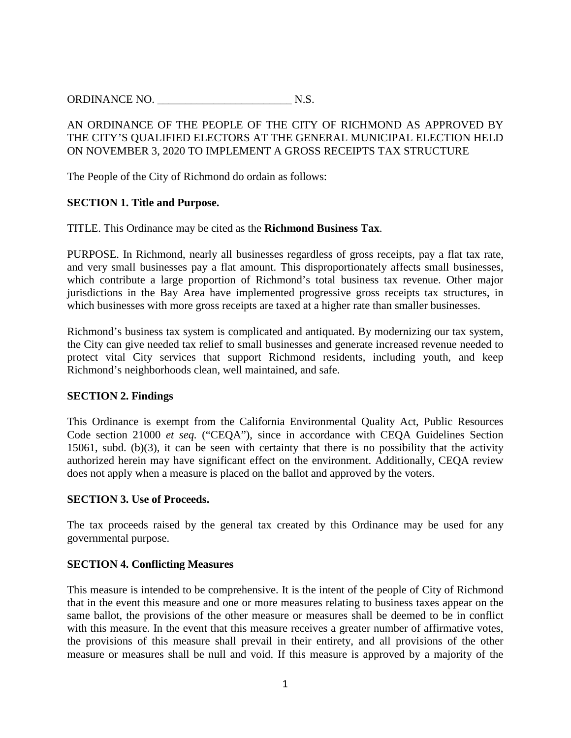ORDINANCE NO. ________________________ N.S.

AN ORDINANCE OF THE PEOPLE OF THE CITY OF RICHMOND AS APPROVED BY THE CITY'S QUALIFIED ELECTORS AT THE GENERAL MUNICIPAL ELECTION HELD ON NOVEMBER 3, 2020 TO IMPLEMENT A GROSS RECEIPTS TAX STRUCTURE

The People of the City of Richmond do ordain as follows:

**SECTION 1. Title and Purpose.**

TITLE. This Ordinance may be cited as the **Richmond Business Tax**.

PURPOSE. In Richmond, nearly all businesses regardless of gross receipts, pay a flat tax rate, and very small businesses pay a flat amount. This disproportionately affects small businesses, which contribute a large proportion of Richmond's total business tax revenue. Other major jurisdictions in the Bay Area have implemented progressive gross receipts tax structures, in which businesses with more gross receipts are taxed at a higher rate than smaller businesses.

Richmond's business tax system is complicated and antiquated. By modernizing our tax system, the City can give needed tax relief to small businesses and generate increased revenue needed to protect vital City services that support Richmond residents, including youth, and keep Richmond's neighborhoods clean, well maintained, and safe.

**SECTION 2. Findings**

This Ordinance is exempt from the California Environmental Quality Act, Public Resources Code section 21000 *et seq.* ("CEQA"), since in accordance with CEQA Guidelines Section 15061, subd. (b)(3), it can be seen with certainty that there is no possibility that the activity authorized herein may have significant effect on the environment. Additionally, CEQA review does not apply when a measure is placed on the ballot and approved by the voters.

**SECTION 3. Use of Proceeds.**

The tax proceeds raised by the general tax created by this Ordinance may be used for any governmental purpose.

**SECTION 4. Conflicting Measures**

This measure is intended to be comprehensive. It is the intent of the people of City of Richmond that in the event this measure and one or more measures relating to business taxes appear on the same ballot, the provisions of the other measure or measures shall be deemed to be in conflict with this measure. In the event that this measure receives a greater number of affirmative votes, the provisions of this measure shall prevail in their entirety, and all provisions of the other measure or measures shall be null and void. If this measure is approved by a majority of the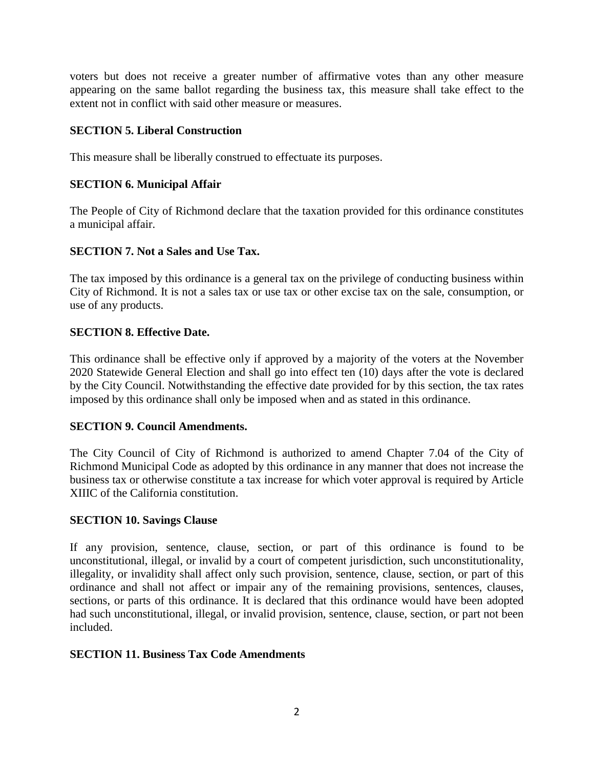voters but does not receive a greater number of affirmative votes than any other measure appearing on the same ballot regarding the business tax, this measure shall take effect to the extent not in conflict with said other measure or measures.

**SECTION 5. Liberal Construction**

This measure shall be liberally construed to effectuate its purposes.

**SECTION 6. Municipal Affair**

The People of City of Richmond declare that the taxation provided for this ordinance constitutes a municipal affair.

**SECTION 7. Not a Sales and Use Tax.**

The tax imposed by this ordinance is a general tax on the privilege of conducting business within City of Richmond. It is not a sales tax or use tax or other excise tax on the sale, consumption, or use of any products.

**SECTION 8. Effective Date.**

This ordinance shall be effective only if approved by a majority of the voters at the November 2020 Statewide General Election and shall go into effect ten (10) days after the vote is declared by the City Council. Notwithstanding the effective date provided for by this section, the tax rates imposed by this ordinance shall only be imposed when and as stated in this ordinance.

**SECTION 9. Council Amendments.**

The City Council of City of Richmond is authorized to amend Chapter 7.04 of the City of Richmond Municipal Code as adopted by this ordinance in any manner that does not increase the business tax or otherwise constitute a tax increase for which voter approval is required by Article XIIIC of the California constitution.

**SECTION 10. Savings Clause**

If any provision, sentence, clause, section, or part of this ordinance is found to be unconstitutional, illegal, or invalid by a court of competent jurisdiction, such unconstitutionality, illegality, or invalidity shall affect only such provision, sentence, clause, section, or part of this ordinance and shall not affect or impair any of the remaining provisions, sentences, clauses, sections, or parts of this ordinance. It is declared that this ordinance would have been adopted had such unconstitutional, illegal, or invalid provision, sentence, clause, section, or part not been included.

**SECTION 11. Business Tax Code Amendments**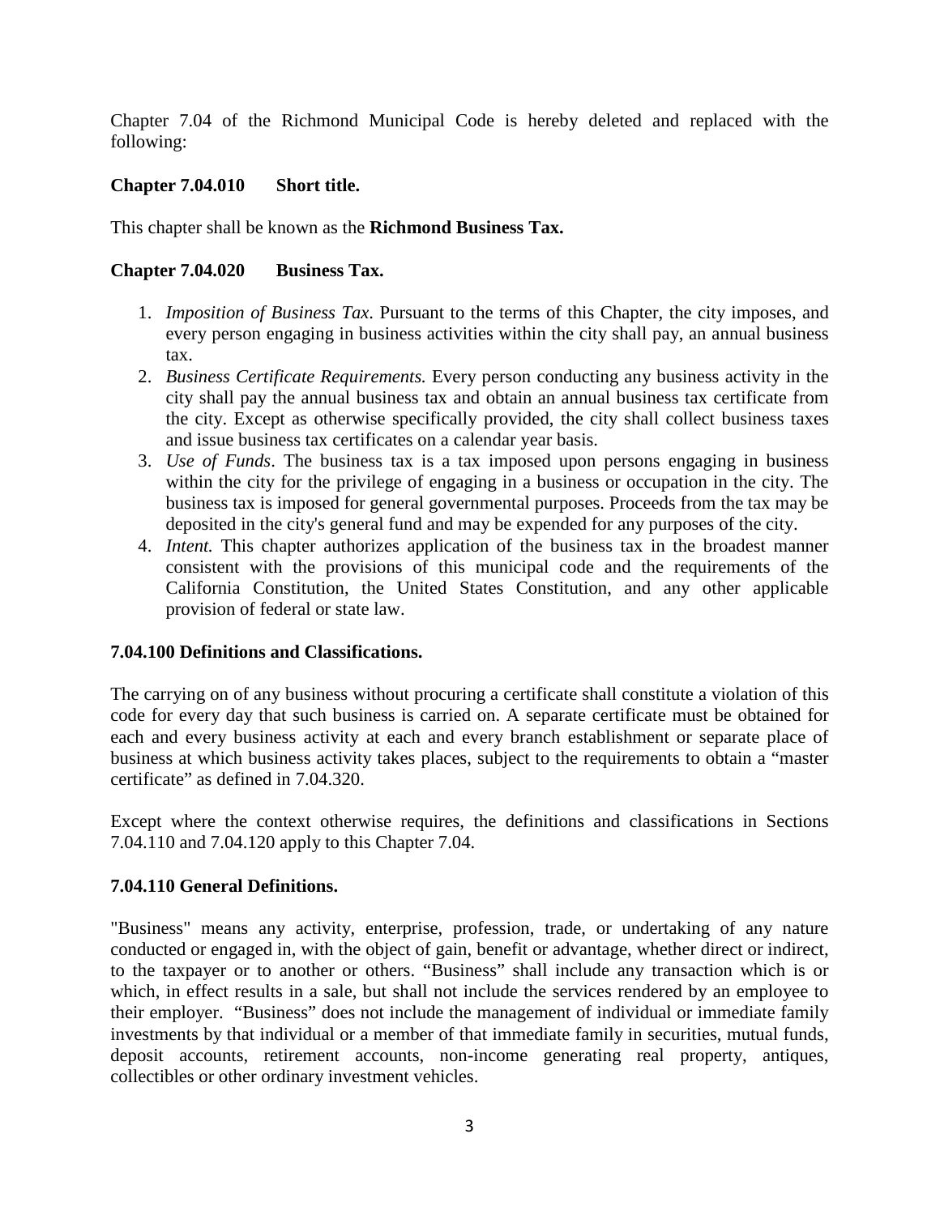Chapter 7.04 of the Richmond Municipal Code is hereby deleted and replaced with the following:

### Chapter 7.04.010 Short title.

This chapter shall be known as the **Richmond Business Tax.**

### Chapter 7.04.020 Business Tax.

1. *Imposition of Business Tax*. Pursuant to the terms of this Chapter, the city imposes, and every person engaging in business activities within the city shall pay, an annual business tax.
2. *Business Certificate Requirements.* Every person conducting any business activity in the city shall pay the annual business tax and obtain an annual business tax certificate from the city. Except as otherwise specifically provided, the city shall collect business taxes and issue business tax certificates on a calendar year basis.
3. *Use of Funds*. The business tax is a tax imposed upon persons engaging in business within the city for the privilege of engaging in a business or occupation in the city. The business tax is imposed for general governmental purposes. Proceeds from the tax may be deposited in the city's general fund and may be expended for any purposes of the city.
4. *Intent.* This chapter authorizes application of the business tax in the broadest manner consistent with the provisions of this municipal code and the requirements of the California Constitution, the United States Constitution, and any other applicable provision of federal or state law.

### 7.04.100 Definitions and Classifications.

The carrying on of any business without procuring a certificate shall constitute a violation of this code for every day that such business is carried on. A separate certificate must be obtained for each and every business activity at each and every branch establishment or separate place of business at which business activity takes places, subject to the requirements to obtain a "master certificate" as defined in 7.04.320.

Except where the context otherwise requires, the definitions and classifications in Sections 7.04.110 and 7.04.120 apply to this Chapter 7.04.

### 7.04.110 General Definitions.

"Business" means any activity, enterprise, profession, trade, or undertaking of any nature conducted or engaged in, with the object of gain, benefit or advantage, whether direct or indirect, to the taxpayer or to another or others. "Business" shall include any transaction which is or which, in effect results in a sale, but shall not include the services rendered by an employee to their employer. "Business" does not include the management of individual or immediate family investments by that individual or a member of that immediate family in securities, mutual funds, deposit accounts, retirement accounts, non-income generating real property, antiques, collectibles or other ordinary investment vehicles.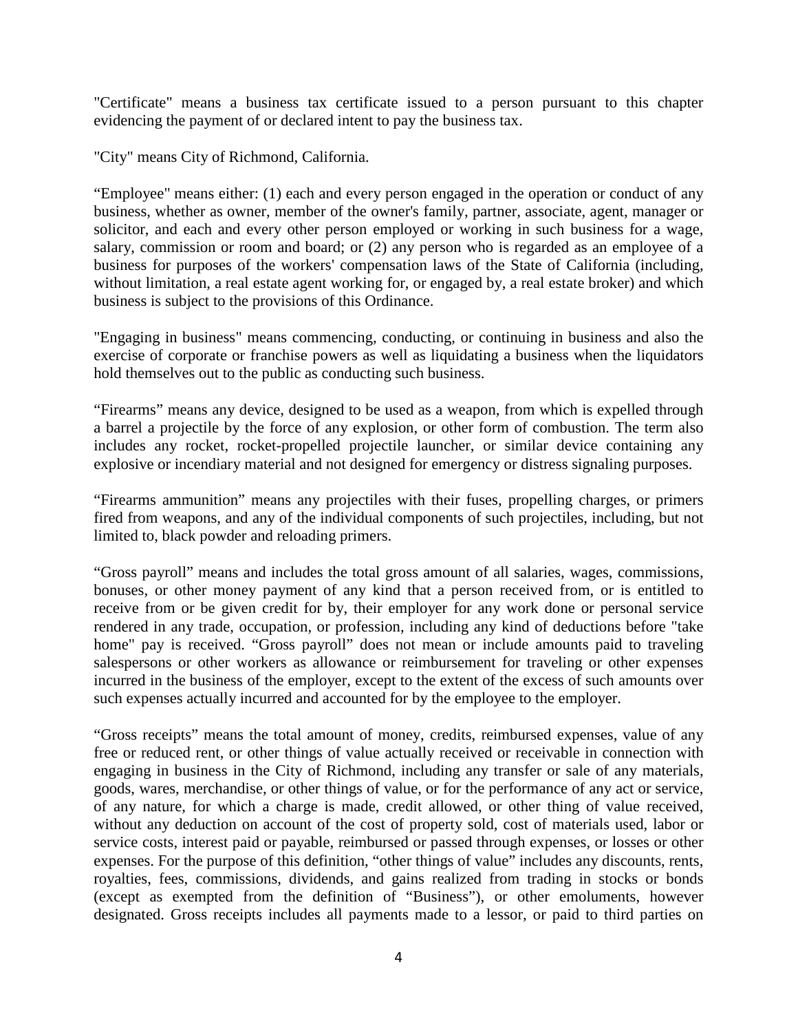"Certificate" means a business tax certificate issued to a person pursuant to this chapter evidencing the payment of or declared intent to pay the business tax.

"City" means City of Richmond, California.

"Employee" means either: (1) each and every person engaged in the operation or conduct of any business, whether as owner, member of the owner's family, partner, associate, agent, manager or solicitor, and each and every other person employed or working in such business for a wage, salary, commission or room and board; or (2) any person who is regarded as an employee of a business for purposes of the workers' compensation laws of the State of California (including, without limitation, a real estate agent working for, or engaged by, a real estate broker) and which business is subject to the provisions of this Ordinance.

"Engaging in business" means commencing, conducting, or continuing in business and also the exercise of corporate or franchise powers as well as liquidating a business when the liquidators hold themselves out to the public as conducting such business.

"Firearms" means any device, designed to be used as a weapon, from which is expelled through a barrel a projectile by the force of any explosion, or other form of combustion. The term also includes any rocket, rocket-propelled projectile launcher, or similar device containing any explosive or incendiary material and not designed for emergency or distress signaling purposes.

"Firearms ammunition" means any projectiles with their fuses, propelling charges, or primers fired from weapons, and any of the individual components of such projectiles, including, but not limited to, black powder and reloading primers.

"Gross payroll" means and includes the total gross amount of all salaries, wages, commissions, bonuses, or other money payment of any kind that a person received from, or is entitled to receive from or be given credit for by, their employer for any work done or personal service rendered in any trade, occupation, or profession, including any kind of deductions before "take home" pay is received. "Gross payroll" does not mean or include amounts paid to traveling salespersons or other workers as allowance or reimbursement for traveling or other expenses incurred in the business of the employer, except to the extent of the excess of such amounts over such expenses actually incurred and accounted for by the employee to the employer.

"Gross receipts" means the total amount of money, credits, reimbursed expenses, value of any free or reduced rent, or other things of value actually received or receivable in connection with engaging in business in the City of Richmond, including any transfer or sale of any materials, goods, wares, merchandise, or other things of value, or for the performance of any act or service, of any nature, for which a charge is made, credit allowed, or other thing of value received, without any deduction on account of the cost of property sold, cost of materials used, labor or service costs, interest paid or payable, reimbursed or passed through expenses, or losses or other expenses. For the purpose of this definition, "other things of value" includes any discounts, rents, royalties, fees, commissions, dividends, and gains realized from trading in stocks or bonds (except as exempted from the definition of "Business"), or other emoluments, however designated. Gross receipts includes all payments made to a lessor, or paid to third parties on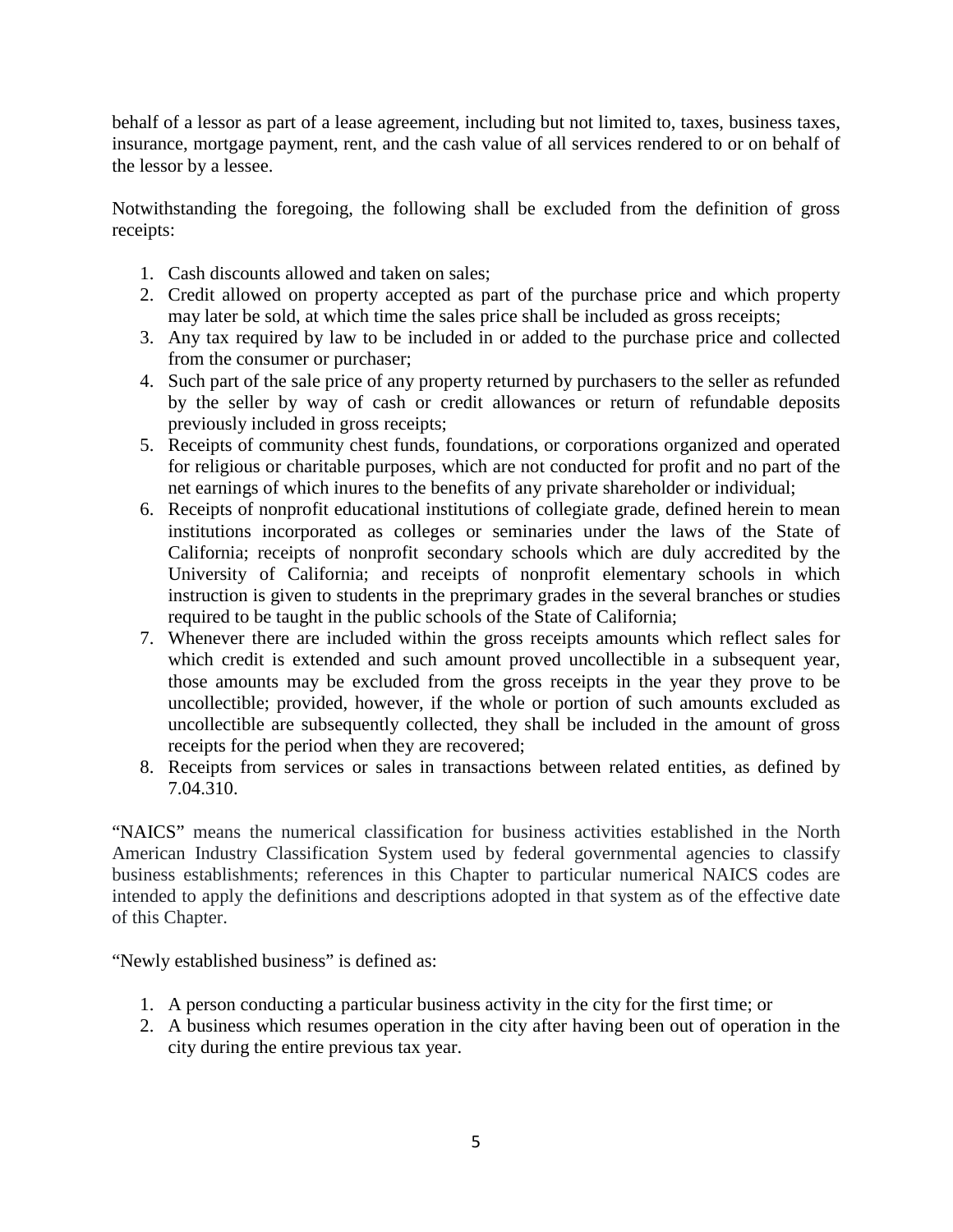behalf of a lessor as part of a lease agreement, including but not limited to, taxes, business taxes, insurance, mortgage payment, rent, and the cash value of all services rendered to or on behalf of the lessor by a lessee.

Notwithstanding the foregoing, the following shall be excluded from the definition of gross receipts:

1. Cash discounts allowed and taken on sales;
2. Credit allowed on property accepted as part of the purchase price and which property may later be sold, at which time the sales price shall be included as gross receipts;
3. Any tax required by law to be included in or added to the purchase price and collected from the consumer or purchaser;
4. Such part of the sale price of any property returned by purchasers to the seller as refunded by the seller by way of cash or credit allowances or return of refundable deposits previously included in gross receipts;
5. Receipts of community chest funds, foundations, or corporations organized and operated for religious or charitable purposes, which are not conducted for profit and no part of the net earnings of which inures to the benefits of any private shareholder or individual;
6. Receipts of nonprofit educational institutions of collegiate grade, defined herein to mean institutions incorporated as colleges or seminaries under the laws of the State of California; receipts of nonprofit secondary schools which are duly accredited by the University of California; and receipts of nonprofit elementary schools in which instruction is given to students in the preprimary grades in the several branches or studies required to be taught in the public schools of the State of California;
7. Whenever there are included within the gross receipts amounts which reflect sales for which credit is extended and such amount proved uncollectible in a subsequent year, those amounts may be excluded from the gross receipts in the year they prove to be uncollectible; provided, however, if the whole or portion of such amounts excluded as uncollectible are subsequently collected, they shall be included in the amount of gross receipts for the period when they are recovered;
8. Receipts from services or sales in transactions between related entities, as defined by 7.04.310.

"NAICS" means the numerical classification for business activities established in the North American Industry Classification System used by federal governmental agencies to classify business establishments; references in this Chapter to particular numerical NAICS codes are intended to apply the definitions and descriptions adopted in that system as of the effective date of this Chapter.

"Newly established business" is defined as:

1. A person conducting a particular business activity in the city for the first time; or
2. A business which resumes operation in the city after having been out of operation in the city during the entire previous tax year.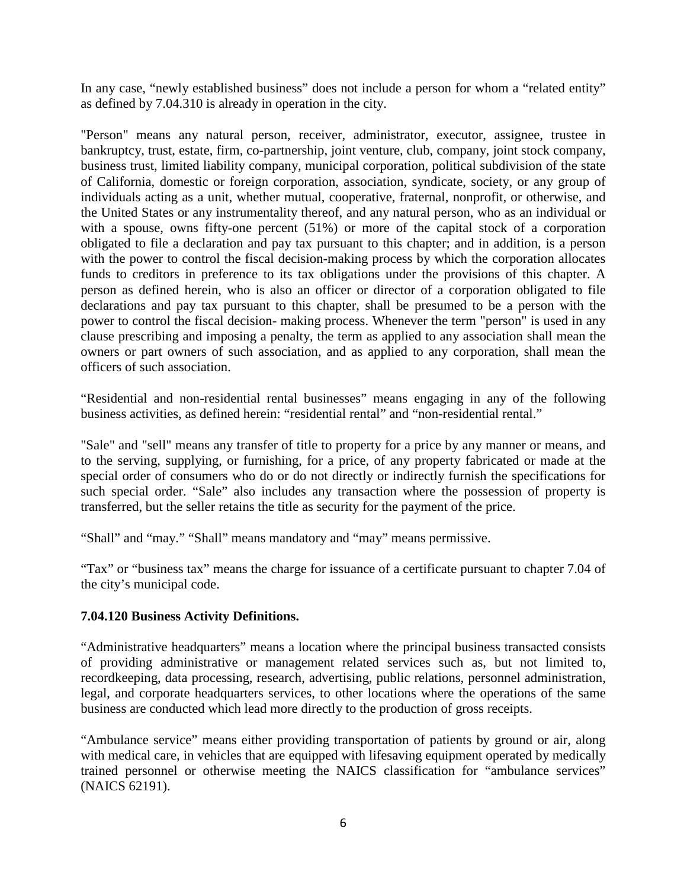In any case, "newly established business" does not include a person for whom a "related entity" as defined by 7.04.310 is already in operation in the city.

"Person" means any natural person, receiver, administrator, executor, assignee, trustee in bankruptcy, trust, estate, firm, co-partnership, joint venture, club, company, joint stock company, business trust, limited liability company, municipal corporation, political subdivision of the state of California, domestic or foreign corporation, association, syndicate, society, or any group of individuals acting as a unit, whether mutual, cooperative, fraternal, nonprofit, or otherwise, and the United States or any instrumentality thereof, and any natural person, who as an individual or with a spouse, owns fifty-one percent (51%) or more of the capital stock of a corporation obligated to file a declaration and pay tax pursuant to this chapter; and in addition, is a person with the power to control the fiscal decision-making process by which the corporation allocates funds to creditors in preference to its tax obligations under the provisions of this chapter. A person as defined herein, who is also an officer or director of a corporation obligated to file declarations and pay tax pursuant to this chapter, shall be presumed to be a person with the power to control the fiscal decision- making process. Whenever the term "person" is used in any clause prescribing and imposing a penalty, the term as applied to any association shall mean the owners or part owners of such association, and as applied to any corporation, shall mean the officers of such association.

"Residential and non-residential rental businesses" means engaging in any of the following business activities, as defined herein: "residential rental" and "non-residential rental."

"Sale" and "sell" means any transfer of title to property for a price by any manner or means, and to the serving, supplying, or furnishing, for a price, of any property fabricated or made at the special order of consumers who do or do not directly or indirectly furnish the specifications for such special order. "Sale" also includes any transaction where the possession of property is transferred, but the seller retains the title as security for the payment of the price.

"Shall" and "may." "Shall" means mandatory and "may" means permissive.

"Tax" or "business tax" means the charge for issuance of a certificate pursuant to chapter 7.04 of the city's municipal code.

**7.04.120 Business Activity Definitions.**

"Administrative headquarters" means a location where the principal business transacted consists of providing administrative or management related services such as, but not limited to, recordkeeping, data processing, research, advertising, public relations, personnel administration, legal, and corporate headquarters services, to other locations where the operations of the same business are conducted which lead more directly to the production of gross receipts.

"Ambulance service" means either providing transportation of patients by ground or air, along with medical care, in vehicles that are equipped with lifesaving equipment operated by medically trained personnel or otherwise meeting the NAICS classification for "ambulance services" (NAICS 62191).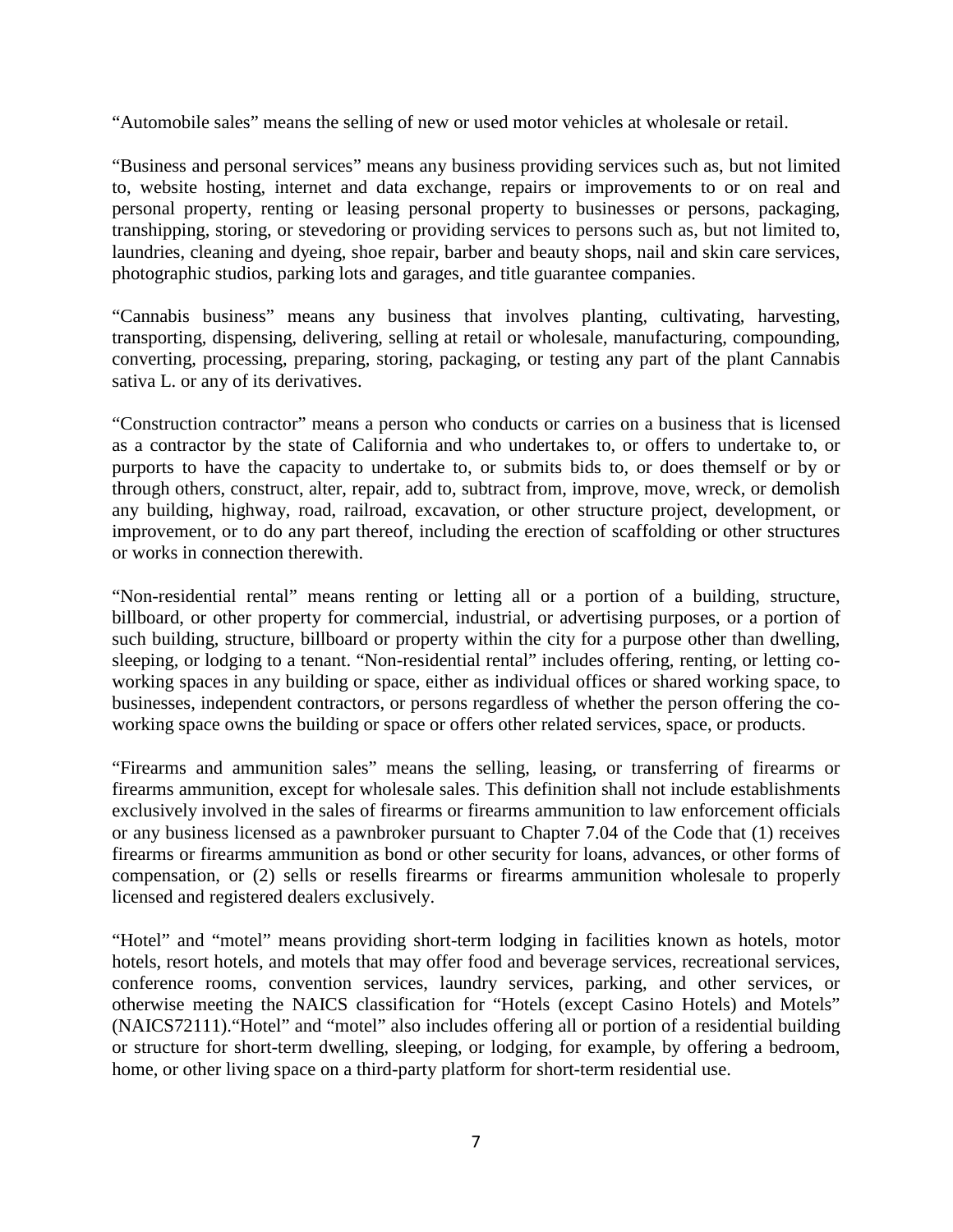"Automobile sales" means the selling of new or used motor vehicles at wholesale or retail.

"Business and personal services" means any business providing services such as, but not limited to, website hosting, internet and data exchange, repairs or improvements to or on real and personal property, renting or leasing personal property to businesses or persons, packaging, transhipping, storing, or stevedoring or providing services to persons such as, but not limited to, laundries, cleaning and dyeing, shoe repair, barber and beauty shops, nail and skin care services, photographic studios, parking lots and garages, and title guarantee companies.

"Cannabis business" means any business that involves planting, cultivating, harvesting, transporting, dispensing, delivering, selling at retail or wholesale, manufacturing, compounding, converting, processing, preparing, storing, packaging, or testing any part of the plant Cannabis sativa L. or any of its derivatives.

"Construction contractor" means a person who conducts or carries on a business that is licensed as a contractor by the state of California and who undertakes to, or offers to undertake to, or purports to have the capacity to undertake to, or submits bids to, or does themself or by or through others, construct, alter, repair, add to, subtract from, improve, move, wreck, or demolish any building, highway, road, railroad, excavation, or other structure project, development, or improvement, or to do any part thereof, including the erection of scaffolding or other structures or works in connection therewith.

"Non-residential rental" means renting or letting all or a portion of a building, structure, billboard, or other property for commercial, industrial, or advertising purposes, or a portion of such building, structure, billboard or property within the city for a purpose other than dwelling, sleeping, or lodging to a tenant. "Non-residential rental" includes offering, renting, or letting co-working spaces in any building or space, either as individual offices or shared working space, to businesses, independent contractors, or persons regardless of whether the person offering the co-working space owns the building or space or offers other related services, space, or products.

"Firearms and ammunition sales" means the selling, leasing, or transferring of firearms or firearms ammunition, except for wholesale sales. This definition shall not include establishments exclusively involved in the sales of firearms or firearms ammunition to law enforcement officials or any business licensed as a pawnbroker pursuant to Chapter 7.04 of the Code that (1) receives firearms or firearms ammunition as bond or other security for loans, advances, or other forms of compensation, or (2) sells or resells firearms or firearms ammunition wholesale to properly licensed and registered dealers exclusively.

"Hotel" and "motel" means providing short-term lodging in facilities known as hotels, motor hotels, resort hotels, and motels that may offer food and beverage services, recreational services, conference rooms, convention services, laundry services, parking, and other services, or otherwise meeting the NAICS classification for "Hotels (except Casino Hotels) and Motels" (NAICS72111)."Hotel" and "motel" also includes offering all or portion of a residential building or structure for short-term dwelling, sleeping, or lodging, for example, by offering a bedroom, home, or other living space on a third-party platform for short-term residential use.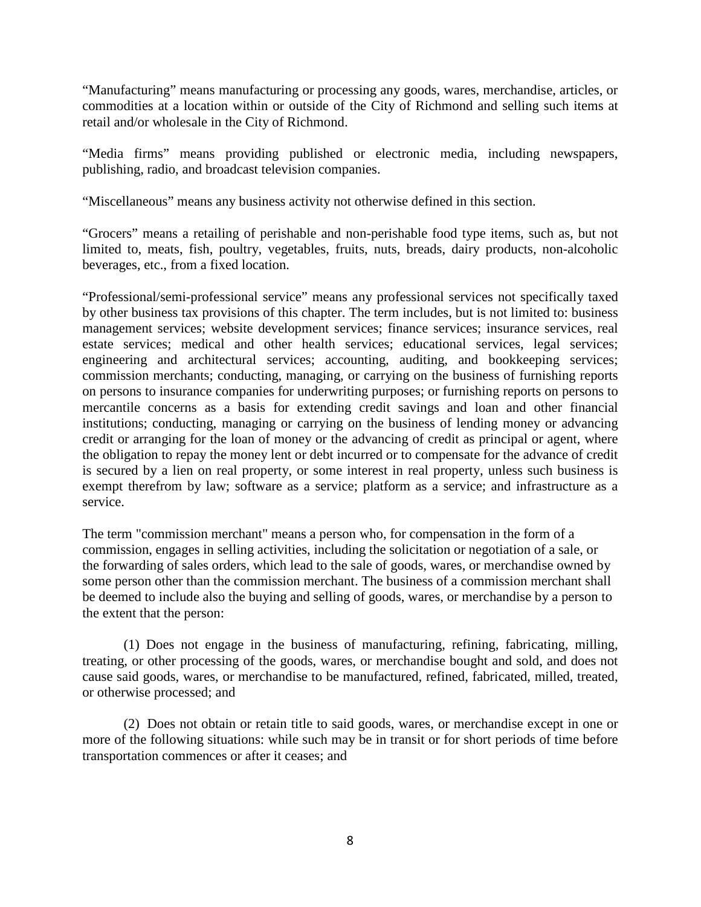"Manufacturing" means manufacturing or processing any goods, wares, merchandise, articles, or commodities at a location within or outside of the City of Richmond and selling such items at retail and/or wholesale in the City of Richmond.

"Media firms" means providing published or electronic media, including newspapers, publishing, radio, and broadcast television companies.

"Miscellaneous" means any business activity not otherwise defined in this section.

"Grocers" means a retailing of perishable and non-perishable food type items, such as, but not limited to, meats, fish, poultry, vegetables, fruits, nuts, breads, dairy products, non-alcoholic beverages, etc., from a fixed location.

"Professional/semi-professional service" means any professional services not specifically taxed by other business tax provisions of this chapter. The term includes, but is not limited to: business management services; website development services; finance services; insurance services, real estate services; medical and other health services; educational services, legal services; engineering and architectural services; accounting, auditing, and bookkeeping services; commission merchants; conducting, managing, or carrying on the business of furnishing reports on persons to insurance companies for underwriting purposes; or furnishing reports on persons to mercantile concerns as a basis for extending credit savings and loan and other financial institutions; conducting, managing or carrying on the business of lending money or advancing credit or arranging for the loan of money or the advancing of credit as principal or agent, where the obligation to repay the money lent or debt incurred or to compensate for the advance of credit is secured by a lien on real property, or some interest in real property, unless such business is exempt therefrom by law; software as a service; platform as a service; and infrastructure as a service.

The term "commission merchant" means a person who, for compensation in the form of a commission, engages in selling activities, including the solicitation or negotiation of a sale, or the forwarding of sales orders, which lead to the sale of goods, wares, or merchandise owned by some person other than the commission merchant. The business of a commission merchant shall be deemed to include also the buying and selling of goods, wares, or merchandise by a person to the extent that the person:

(1) Does not engage in the business of manufacturing, refining, fabricating, milling, treating, or other processing of the goods, wares, or merchandise bought and sold, and does not cause said goods, wares, or merchandise to be manufactured, refined, fabricated, milled, treated, or otherwise processed; and

(2) Does not obtain or retain title to said goods, wares, or merchandise except in one or more of the following situations: while such may be in transit or for short periods of time before transportation commences or after it ceases; and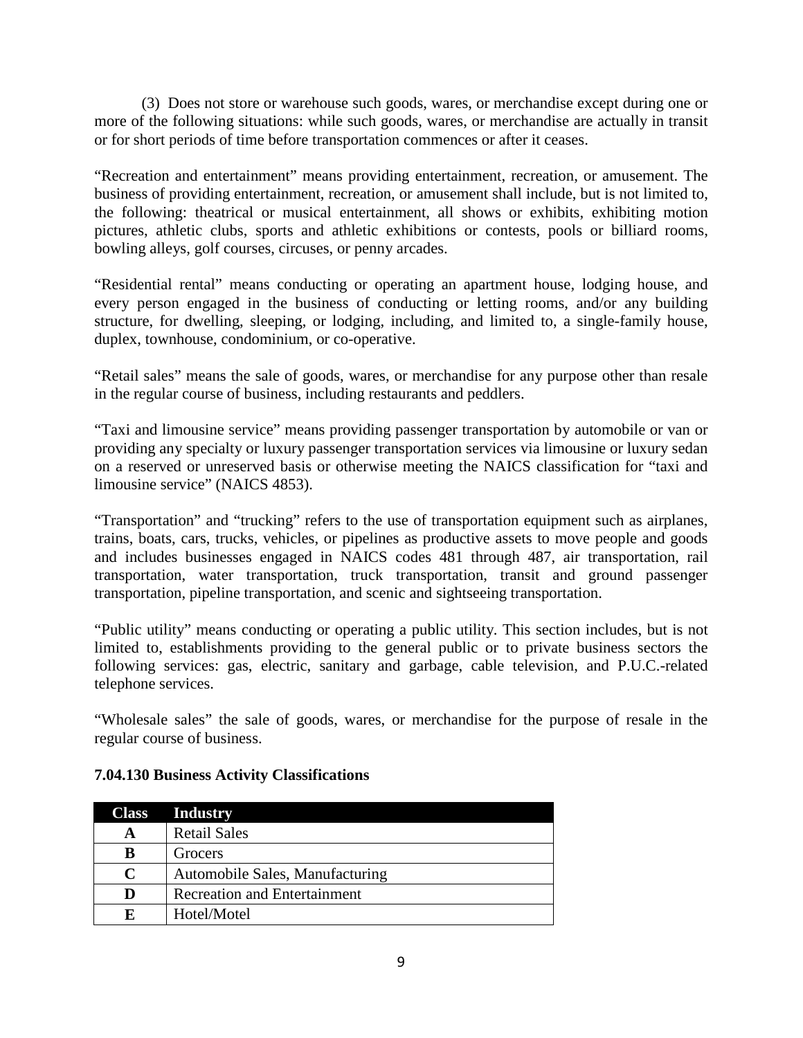(3) Does not store or warehouse such goods, wares, or merchandise except during one or more of the following situations: while such goods, wares, or merchandise are actually in transit or for short periods of time before transportation commences or after it ceases.

"Recreation and entertainment" means providing entertainment, recreation, or amusement. The business of providing entertainment, recreation, or amusement shall include, but is not limited to, the following: theatrical or musical entertainment, all shows or exhibits, exhibiting motion pictures, athletic clubs, sports and athletic exhibitions or contests, pools or billiard rooms, bowling alleys, golf courses, circuses, or penny arcades.

"Residential rental" means conducting or operating an apartment house, lodging house, and every person engaged in the business of conducting or letting rooms, and/or any building structure, for dwelling, sleeping, or lodging, including, and limited to, a single-family house, duplex, townhouse, condominium, or co-operative.

"Retail sales" means the sale of goods, wares, or merchandise for any purpose other than resale in the regular course of business, including restaurants and peddlers.

"Taxi and limousine service" means providing passenger transportation by automobile or van or providing any specialty or luxury passenger transportation services via limousine or luxury sedan on a reserved or unreserved basis or otherwise meeting the NAICS classification for "taxi and limousine service" (NAICS 4853).

"Transportation" and "trucking" refers to the use of transportation equipment such as airplanes, trains, boats, cars, trucks, vehicles, or pipelines as productive assets to move people and goods and includes businesses engaged in NAICS codes 481 through 487, air transportation, rail transportation, water transportation, truck transportation, transit and ground passenger transportation, pipeline transportation, and scenic and sightseeing transportation.

"Public utility" means conducting or operating a public utility. This section includes, but is not limited to, establishments providing to the general public or to private business sectors the following services: gas, electric, sanitary and garbage, cable television, and P.U.C.-related telephone services.

"Wholesale sales" the sale of goods, wares, or merchandise for the purpose of resale in the regular course of business.

**7.04.130 Business Activity Classifications**

| Class | Industry |
|---|---|
| **A** | Retail Sales |
| **B** | Grocers |
| **C** | Automobile Sales, Manufacturing |
| **D** | Recreation and Entertainment |
| **E** | Hotel/Motel |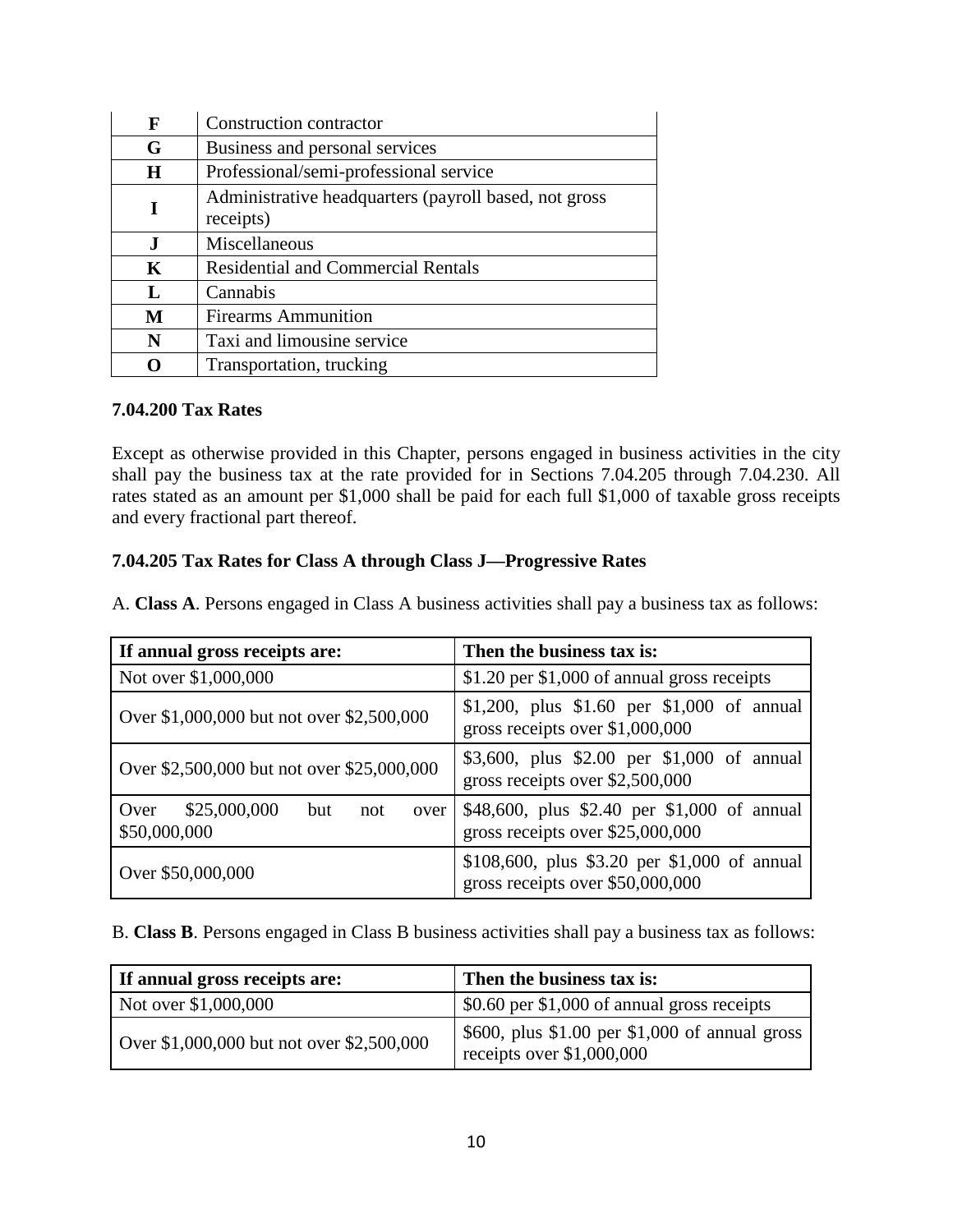| F | Construction contractor |
|---|---|
| G | Business and personal services |
| H | Professional/semi-professional service |
| I | Administrative headquarters (payroll based, not gross receipts) |
| J | Miscellaneous |
| K | Residential and Commercial Rentals |
| L | Cannabis |
| M | Firearms Ammunition |
| N | Taxi and limousine service |
| O | Transportation, trucking |

**7.04.200 Tax Rates**

Except as otherwise provided in this Chapter, persons engaged in business activities in the city shall pay the business tax at the rate provided for in Sections 7.04.205 through 7.04.230. All rates stated as an amount per $1,000 shall be paid for each full $1,000 of taxable gross receipts and every fractional part thereof.

**7.04.205 Tax Rates for Class A through Class J—Progressive Rates**

A. **Class A**. Persons engaged in Class A business activities shall pay a business tax as follows:

| If annual gross receipts are: | Then the business tax is: |
|---|---|
| Not over $1,000,000 | $1.20 per $1,000 of annual gross receipts |
| Over $1,000,000 but not over $2,500,000 | $1,200, plus $1.60 per $1,000 of annual gross receipts over $1,000,000 |
| Over $2,500,000 but not over $25,000,000 | $3,600, plus $2.00 per $1,000 of annual gross receipts over $2,500,000 |
| Over $25,000,000 but not over $50,000,000 | $48,600, plus $2.40 per $1,000 of annual gross receipts over $25,000,000 |
| Over $50,000,000 | $108,600, plus $3.20 per $1,000 of annual gross receipts over $50,000,000 |

B. **Class B**. Persons engaged in Class B business activities shall pay a business tax as follows:

| If annual gross receipts are: | Then the business tax is: |
|---|---|
| Not over $1,000,000 | $0.60 per $1,000 of annual gross receipts |
| Over $1,000,000 but not over $2,500,000 | $600, plus $1.00 per $1,000 of annual gross receipts over $1,000,000 |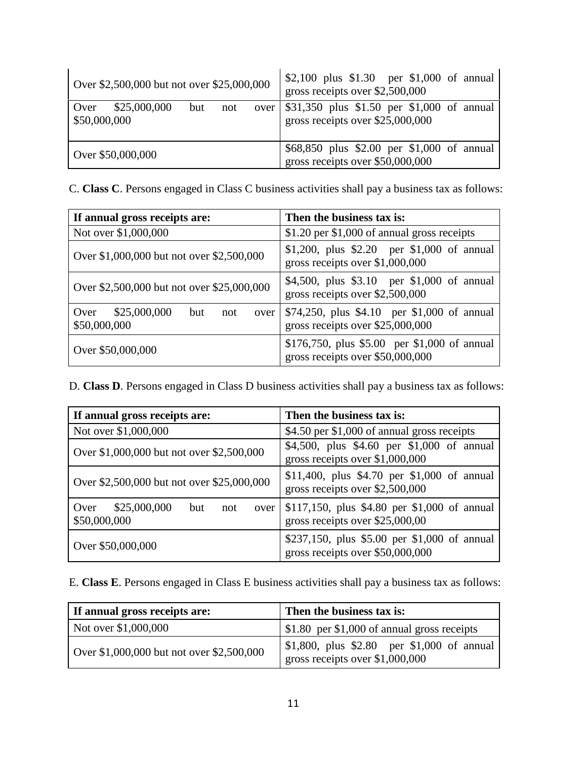| | |
|---|---|
| Over \$2,500,000 but not over \$25,000,000 | \$2,100 plus \$1.30 per \$1,000 of annual gross receipts over \$2,500,000 |
| Over \$25,000,000 but not over \$50,000,000 | \$31,350 plus \$1.50 per \$1,000 of annual gross receipts over \$25,000,000 |
| Over \$50,000,000 | \$68,850 plus \$2.00 per \$1,000 of annual gross receipts over \$50,000,000 |

C. **Class C**. Persons engaged in Class C business activities shall pay a business tax as follows:

| If annual gross receipts are: | Then the business tax is: |
|---|---|
| Not over \$1,000,000 | \$1.20 per \$1,000 of annual gross receipts |
| Over \$1,000,000 but not over \$2,500,000 | \$1,200, plus \$2.20 per \$1,000 of annual gross receipts over \$1,000,000 |
| Over \$2,500,000 but not over \$25,000,000 | \$4,500, plus \$3.10 per \$1,000 of annual gross receipts over \$2,500,000 |
| Over \$25,000,000 but not over \$50,000,000 | \$74,250, plus \$4.10 per \$1,000 of annual gross receipts over \$25,000,000 |
| Over \$50,000,000 | \$176,750, plus \$5.00 per \$1,000 of annual gross receipts over \$50,000,000 |

D. **Class D**. Persons engaged in Class D business activities shall pay a business tax as follows:

| If annual gross receipts are: | Then the business tax is: |
|---|---|
| Not over \$1,000,000 | \$4.50 per \$1,000 of annual gross receipts |
| Over \$1,000,000 but not over \$2,500,000 | \$4,500, plus \$4.60 per \$1,000 of annual gross receipts over \$1,000,000 |
| Over \$2,500,000 but not over \$25,000,000 | \$11,400, plus \$4.70 per \$1,000 of annual gross receipts over \$2,500,000 |
| Over \$25,000,000 but not over \$50,000,000 | \$117,150, plus \$4.80 per \$1,000 of annual gross receipts over \$25,000,00 |
| Over \$50,000,000 | \$237,150, plus \$5.00 per \$1,000 of annual gross receipts over \$50,000,000 |

E. **Class E**. Persons engaged in Class E business activities shall pay a business tax as follows:

| If annual gross receipts are: | Then the business tax is: |
|---|---|
| Not over \$1,000,000 | \$1.80 per \$1,000 of annual gross receipts |
| Over \$1,000,000 but not over \$2,500,000 | \$1,800, plus \$2.80 per \$1,000 of annual gross receipts over \$1,000,000 |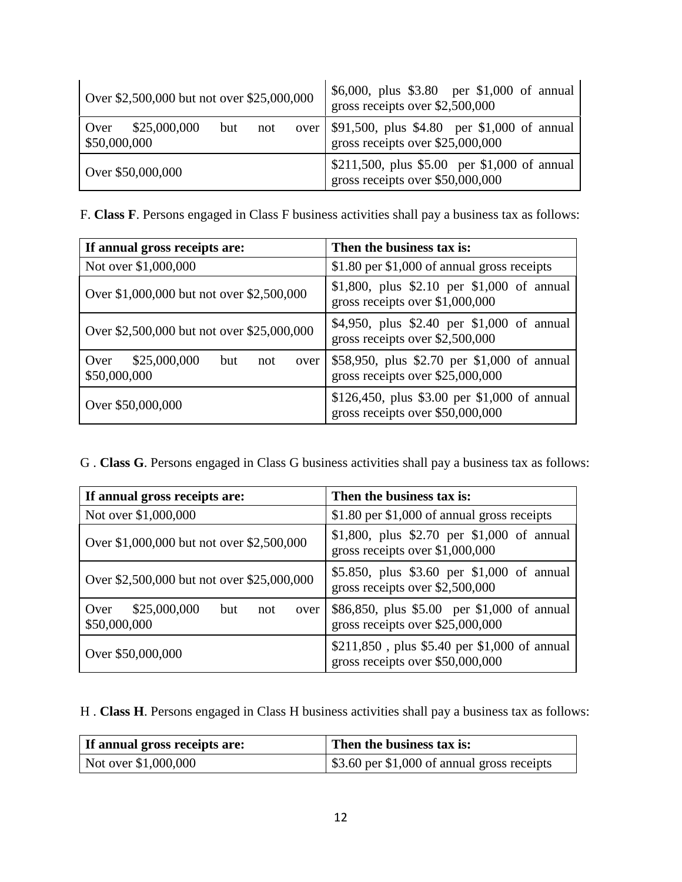| | |
|---|---|
| Over $2,500,000 but not over $25,000,000 | $6,000, plus $3.80 per $1,000 of annual gross receipts over $2,500,000 |
| Over $25,000,000 but not over $50,000,000 | $91,500, plus $4.80 per $1,000 of annual gross receipts over $25,000,000 |
| Over $50,000,000 | $211,500, plus $5.00 per $1,000 of annual gross receipts over $50,000,000 |

F. **Class F**. Persons engaged in Class F business activities shall pay a business tax as follows:

| If annual gross receipts are: | Then the business tax is: |
|---|---|
| Not over $1,000,000 | $1.80 per $1,000 of annual gross receipts |
| Over $1,000,000 but not over $2,500,000 | $1,800, plus $2.10 per $1,000 of annual gross receipts over $1,000,000 |
| Over $2,500,000 but not over $25,000,000 | $4,950, plus $2.40 per $1,000 of annual gross receipts over $2,500,000 |
| Over $25,000,000 but not over $50,000,000 | $58,950, plus $2.70 per $1,000 of annual gross receipts over $25,000,000 |
| Over $50,000,000 | $126,450, plus $3.00 per $1,000 of annual gross receipts over $50,000,000 |

G . **Class G**. Persons engaged in Class G business activities shall pay a business tax as follows:

| If annual gross receipts are: | Then the business tax is: |
|---|---|
| Not over $1,000,000 | $1.80 per $1,000 of annual gross receipts |
| Over $1,000,000 but not over $2,500,000 | $1,800, plus $2.70 per $1,000 of annual gross receipts over $1,000,000 |
| Over $2,500,000 but not over $25,000,000 | $5.850, plus $3.60 per $1,000 of annual gross receipts over $2,500,000 |
| Over $25,000,000 but not over $50,000,000 | $86,850, plus $5.00 per $1,000 of annual gross receipts over $25,000,000 |
| Over $50,000,000 | $211,850 , plus $5.40 per $1,000 of annual gross receipts over $50,000,000 |

H . **Class H**. Persons engaged in Class H business activities shall pay a business tax as follows:

| If annual gross receipts are: | Then the business tax is: |
|---|---|
| Not over $1,000,000 | $3.60 per $1,000 of annual gross receipts |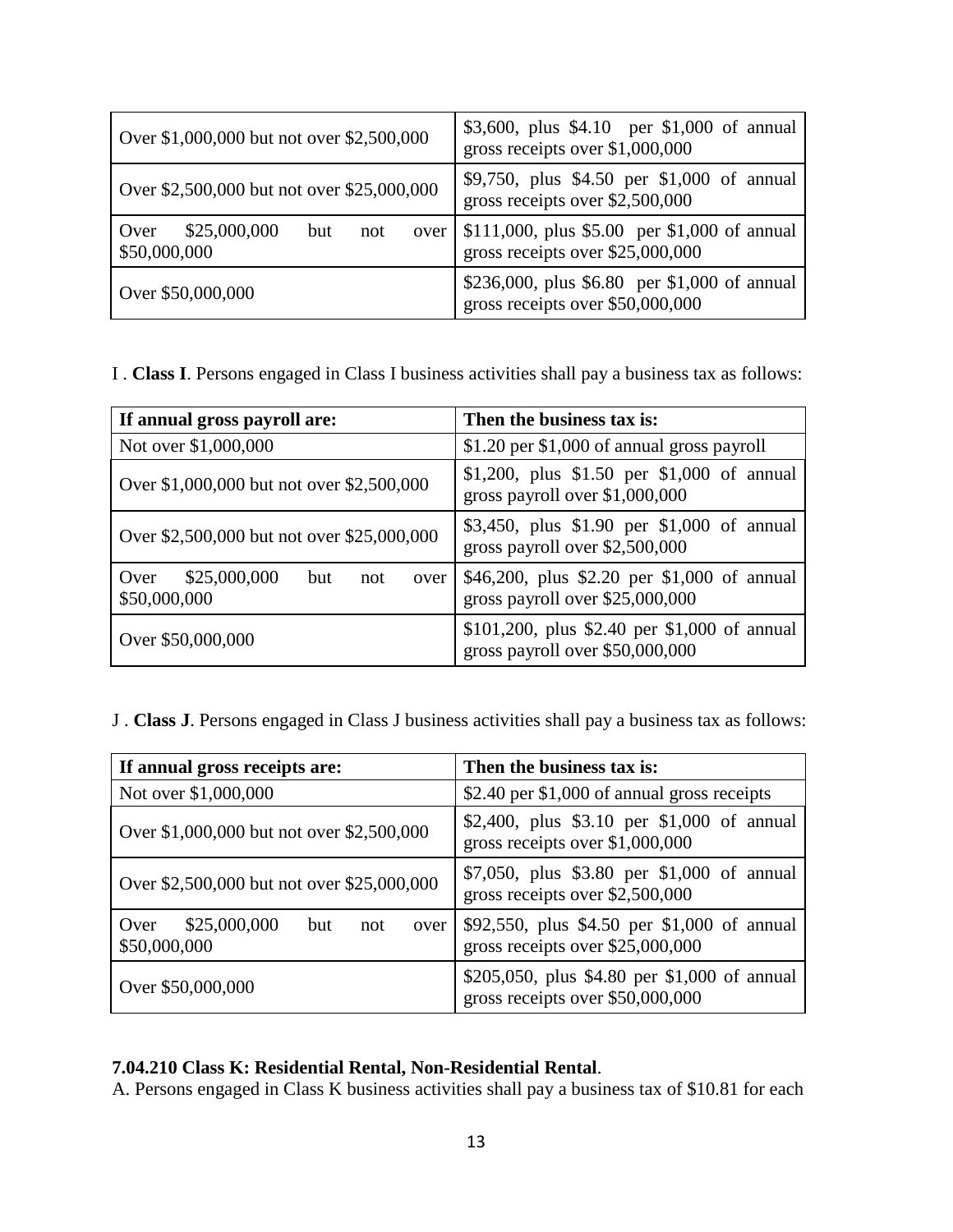| | |
|---|---|
| Over $1,000,000 but not over $2,500,000 | $3,600, plus $4.10 per $1,000 of annual gross receipts over $1,000,000 |
| Over $2,500,000 but not over $25,000,000 | $9,750, plus $4.50 per $1,000 of annual gross receipts over $2,500,000 |
| Over $25,000,000 but not over $50,000,000 | $111,000, plus $5.00 per $1,000 of annual gross receipts over $25,000,000 |
| Over $50,000,000 | $236,000, plus $6.80 per $1,000 of annual gross receipts over $50,000,000 |

I . **Class I**. Persons engaged in Class I business activities shall pay a business tax as follows:

| If annual gross payroll are: | Then the business tax is: |
|---|---|
| Not over $1,000,000 | $1.20 per $1,000 of annual gross payroll |
| Over $1,000,000 but not over $2,500,000 | $1,200, plus $1.50 per $1,000 of annual gross payroll over $1,000,000 |
| Over $2,500,000 but not over $25,000,000 | $3,450, plus $1.90 per $1,000 of annual gross payroll over $2,500,000 |
| Over $25,000,000 but not over $50,000,000 | $46,200, plus $2.20 per $1,000 of annual gross payroll over $25,000,000 |
| Over $50,000,000 | $101,200, plus $2.40 per $1,000 of annual gross payroll over $50,000,000 |

J . **Class J**. Persons engaged in Class J business activities shall pay a business tax as follows:

| If annual gross receipts are: | Then the business tax is: |
|---|---|
| Not over $1,000,000 | $2.40 per $1,000 of annual gross receipts |
| Over $1,000,000 but not over $2,500,000 | $2,400, plus $3.10 per $1,000 of annual gross receipts over $1,000,000 |
| Over $2,500,000 but not over $25,000,000 | $7,050, plus $3.80 per $1,000 of annual gross receipts over $2,500,000 |
| Over $25,000,000 but not over $50,000,000 | $92,550, plus $4.50 per $1,000 of annual gross receipts over $25,000,000 |
| Over $50,000,000 | $205,050, plus $4.80 per $1,000 of annual gross receipts over $50,000,000 |

**7.04.210 Class K: Residential Rental, Non-Residential Rental**.

A. Persons engaged in Class K business activities shall pay a business tax of $10.81 for each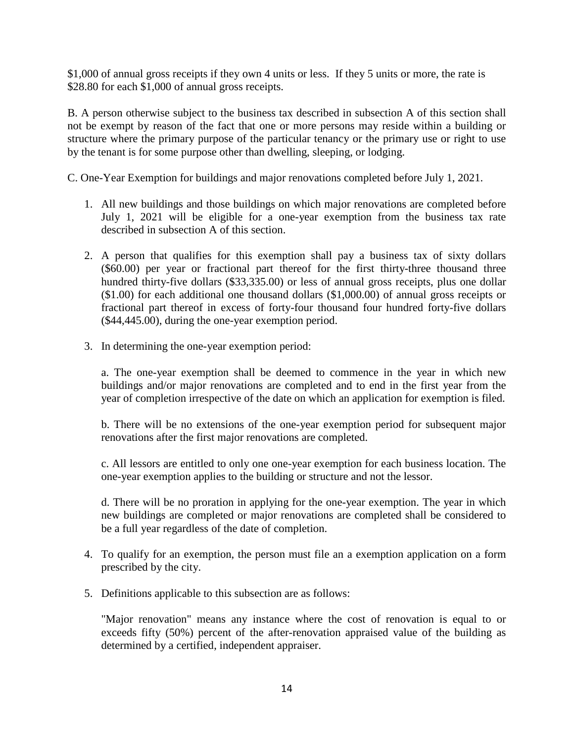$1,000 of annual gross receipts if they own 4 units or less. If they 5 units or more, the rate is $28.80 for each $1,000 of annual gross receipts.

B. A person otherwise subject to the business tax described in subsection A of this section shall not be exempt by reason of the fact that one or more persons may reside within a building or structure where the primary purpose of the particular tenancy or the primary use or right to use by the tenant is for some purpose other than dwelling, sleeping, or lodging.

C. One-Year Exemption for buildings and major renovations completed before July 1, 2021.

1. All new buildings and those buildings on which major renovations are completed before July 1, 2021 will be eligible for a one-year exemption from the business tax rate described in subsection A of this section.

2. A person that qualifies for this exemption shall pay a business tax of sixty dollars ($60.00) per year or fractional part thereof for the first thirty-three thousand three hundred thirty-five dollars ($33,335.00) or less of annual gross receipts, plus one dollar ($1.00) for each additional one thousand dollars ($1,000.00) of annual gross receipts or fractional part thereof in excess of forty-four thousand four hundred forty-five dollars ($44,445.00), during the one-year exemption period.

3. In determining the one-year exemption period:

   a. The one-year exemption shall be deemed to commence in the year in which new buildings and/or major renovations are completed and to end in the first year from the year of completion irrespective of the date on which an application for exemption is filed.

   b. There will be no extensions of the one-year exemption period for subsequent major renovations after the first major renovations are completed.

   c. All lessors are entitled to only one one-year exemption for each business location. The one-year exemption applies to the building or structure and not the lessor.

   d. There will be no proration in applying for the one-year exemption. The year in which new buildings are completed or major renovations are completed shall be considered to be a full year regardless of the date of completion.

4. To qualify for an exemption, the person must file an a exemption application on a form prescribed by the city.

5. Definitions applicable to this subsection are as follows:

   "Major renovation" means any instance where the cost of renovation is equal to or exceeds fifty (50%) percent of the after-renovation appraised value of the building as determined by a certified, independent appraiser.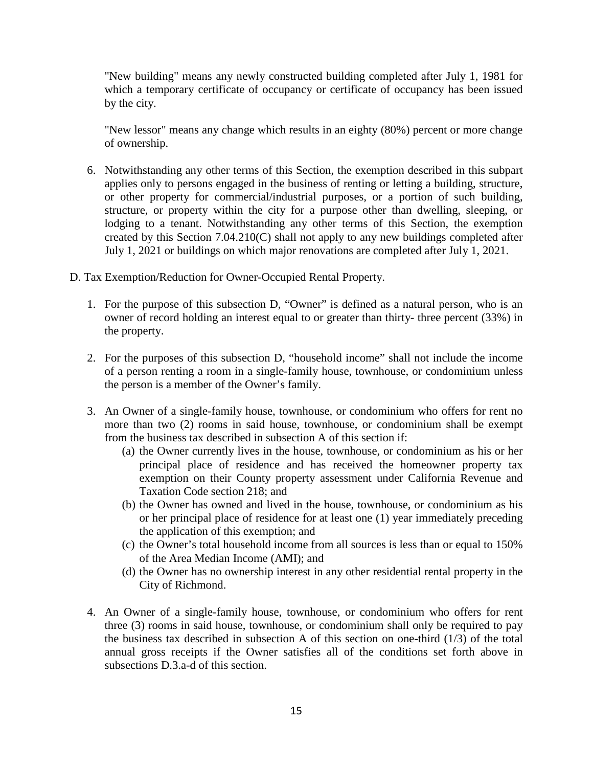"New building" means any newly constructed building completed after July 1, 1981 for which a temporary certificate of occupancy or certificate of occupancy has been issued by the city.

"New lessor" means any change which results in an eighty (80%) percent or more change of ownership.

6. Notwithstanding any other terms of this Section, the exemption described in this subpart applies only to persons engaged in the business of renting or letting a building, structure, or other property for commercial/industrial purposes, or a portion of such building, structure, or property within the city for a purpose other than dwelling, sleeping, or lodging to a tenant. Notwithstanding any other terms of this Section, the exemption created by this Section 7.04.210(C) shall not apply to any new buildings completed after July 1, 2021 or buildings on which major renovations are completed after July 1, 2021.

D. Tax Exemption/Reduction for Owner-Occupied Rental Property.

1. For the purpose of this subsection D, "Owner" is defined as a natural person, who is an owner of record holding an interest equal to or greater than thirty- three percent (33%) in the property.

2. For the purposes of this subsection D, "household income" shall not include the income of a person renting a room in a single-family house, townhouse, or condominium unless the person is a member of the Owner's family.

3. An Owner of a single-family house, townhouse, or condominium who offers for rent no more than two (2) rooms in said house, townhouse, or condominium shall be exempt from the business tax described in subsection A of this section if:
   (a) the Owner currently lives in the house, townhouse, or condominium as his or her principal place of residence and has received the homeowner property tax exemption on their County property assessment under California Revenue and Taxation Code section 218; and
   (b) the Owner has owned and lived in the house, townhouse, or condominium as his or her principal place of residence for at least one (1) year immediately preceding the application of this exemption; and
   (c) the Owner's total household income from all sources is less than or equal to 150% of the Area Median Income (AMI); and
   (d) the Owner has no ownership interest in any other residential rental property in the City of Richmond.

4. An Owner of a single-family house, townhouse, or condominium who offers for rent three (3) rooms in said house, townhouse, or condominium shall only be required to pay the business tax described in subsection A of this section on one-third (1/3) of the total annual gross receipts if the Owner satisfies all of the conditions set forth above in subsections D.3.a-d of this section.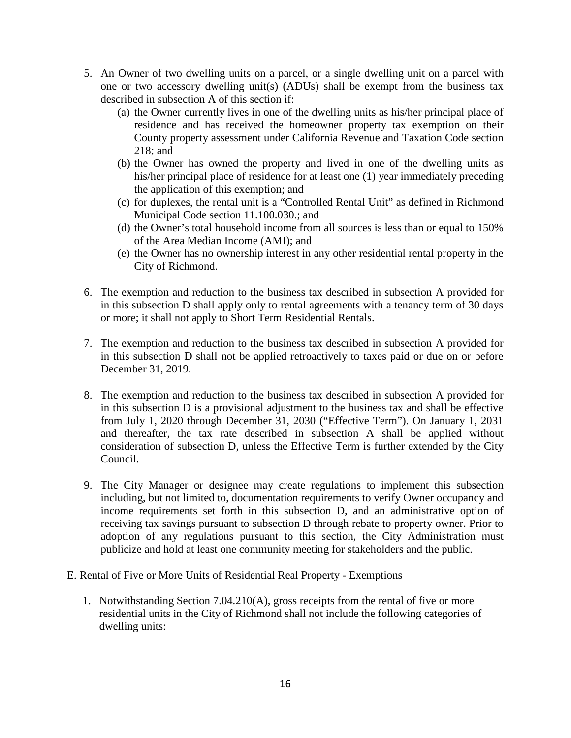5. An Owner of two dwelling units on a parcel, or a single dwelling unit on a parcel with one or two accessory dwelling unit(s) (ADUs) shall be exempt from the business tax described in subsection A of this section if:
   (a) the Owner currently lives in one of the dwelling units as his/her principal place of residence and has received the homeowner property tax exemption on their County property assessment under California Revenue and Taxation Code section 218; and
   (b) the Owner has owned the property and lived in one of the dwelling units as his/her principal place of residence for at least one (1) year immediately preceding the application of this exemption; and
   (c) for duplexes, the rental unit is a "Controlled Rental Unit" as defined in Richmond Municipal Code section 11.100.030.; and
   (d) the Owner's total household income from all sources is less than or equal to 150% of the Area Median Income (AMI); and
   (e) the Owner has no ownership interest in any other residential rental property in the City of Richmond.

6. The exemption and reduction to the business tax described in subsection A provided for in this subsection D shall apply only to rental agreements with a tenancy term of 30 days or more; it shall not apply to Short Term Residential Rentals.

7. The exemption and reduction to the business tax described in subsection A provided for in this subsection D shall not be applied retroactively to taxes paid or due on or before December 31, 2019.

8. The exemption and reduction to the business tax described in subsection A provided for in this subsection D is a provisional adjustment to the business tax and shall be effective from July 1, 2020 through December 31, 2030 ("Effective Term"). On January 1, 2031 and thereafter, the tax rate described in subsection A shall be applied without consideration of subsection D, unless the Effective Term is further extended by the City Council.

9. The City Manager or designee may create regulations to implement this subsection including, but not limited to, documentation requirements to verify Owner occupancy and income requirements set forth in this subsection D, and an administrative option of receiving tax savings pursuant to subsection D through rebate to property owner. Prior to adoption of any regulations pursuant to this section, the City Administration must publicize and hold at least one community meeting for stakeholders and the public.

E. Rental of Five or More Units of Residential Real Property - Exemptions

1. Notwithstanding Section 7.04.210(A), gross receipts from the rental of five or more residential units in the City of Richmond shall not include the following categories of dwelling units: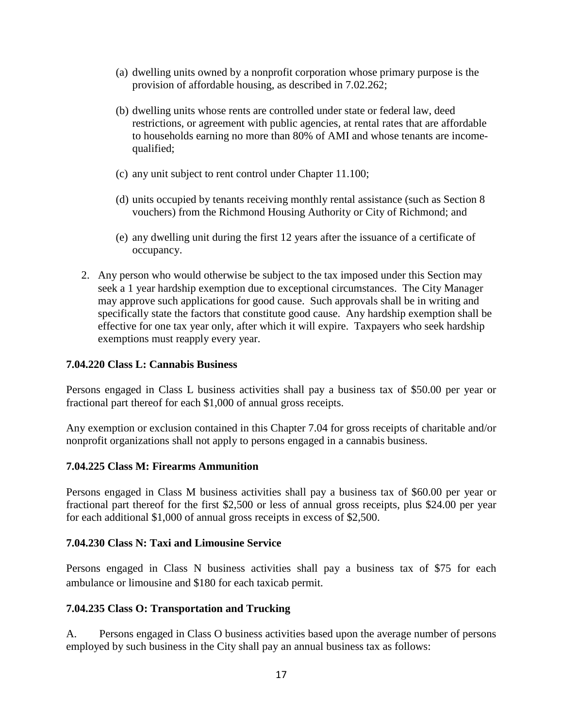(a) dwelling units owned by a nonprofit corporation whose primary purpose is the provision of affordable housing, as described in 7.02.262;

(b) dwelling units whose rents are controlled under state or federal law, deed restrictions, or agreement with public agencies, at rental rates that are affordable to households earning no more than 80% of AMI and whose tenants are income-qualified;

(c) any unit subject to rent control under Chapter 11.100;

(d) units occupied by tenants receiving monthly rental assistance (such as Section 8 vouchers) from the Richmond Housing Authority or City of Richmond; and

(e) any dwelling unit during the first 12 years after the issuance of a certificate of occupancy.

2. Any person who would otherwise be subject to the tax imposed under this Section may seek a 1 year hardship exemption due to exceptional circumstances. The City Manager may approve such applications for good cause. Such approvals shall be in writing and specifically state the factors that constitute good cause. Any hardship exemption shall be effective for one tax year only, after which it will expire. Taxpayers who seek hardship exemptions must reapply every year.

**7.04.220 Class L: Cannabis Business**

Persons engaged in Class L business activities shall pay a business tax of $50.00 per year or fractional part thereof for each $1,000 of annual gross receipts.

Any exemption or exclusion contained in this Chapter 7.04 for gross receipts of charitable and/or nonprofit organizations shall not apply to persons engaged in a cannabis business.

**7.04.225 Class M: Firearms Ammunition**

Persons engaged in Class M business activities shall pay a business tax of $60.00 per year or fractional part thereof for the first $2,500 or less of annual gross receipts, plus $24.00 per year for each additional $1,000 of annual gross receipts in excess of $2,500.

**7.04.230 Class N: Taxi and Limousine Service**

Persons engaged in Class N business activities shall pay a business tax of $75 for each ambulance or limousine and $180 for each taxicab permit.

**7.04.235 Class O: Transportation and Trucking**

A. Persons engaged in Class O business activities based upon the average number of persons employed by such business in the City shall pay an annual business tax as follows: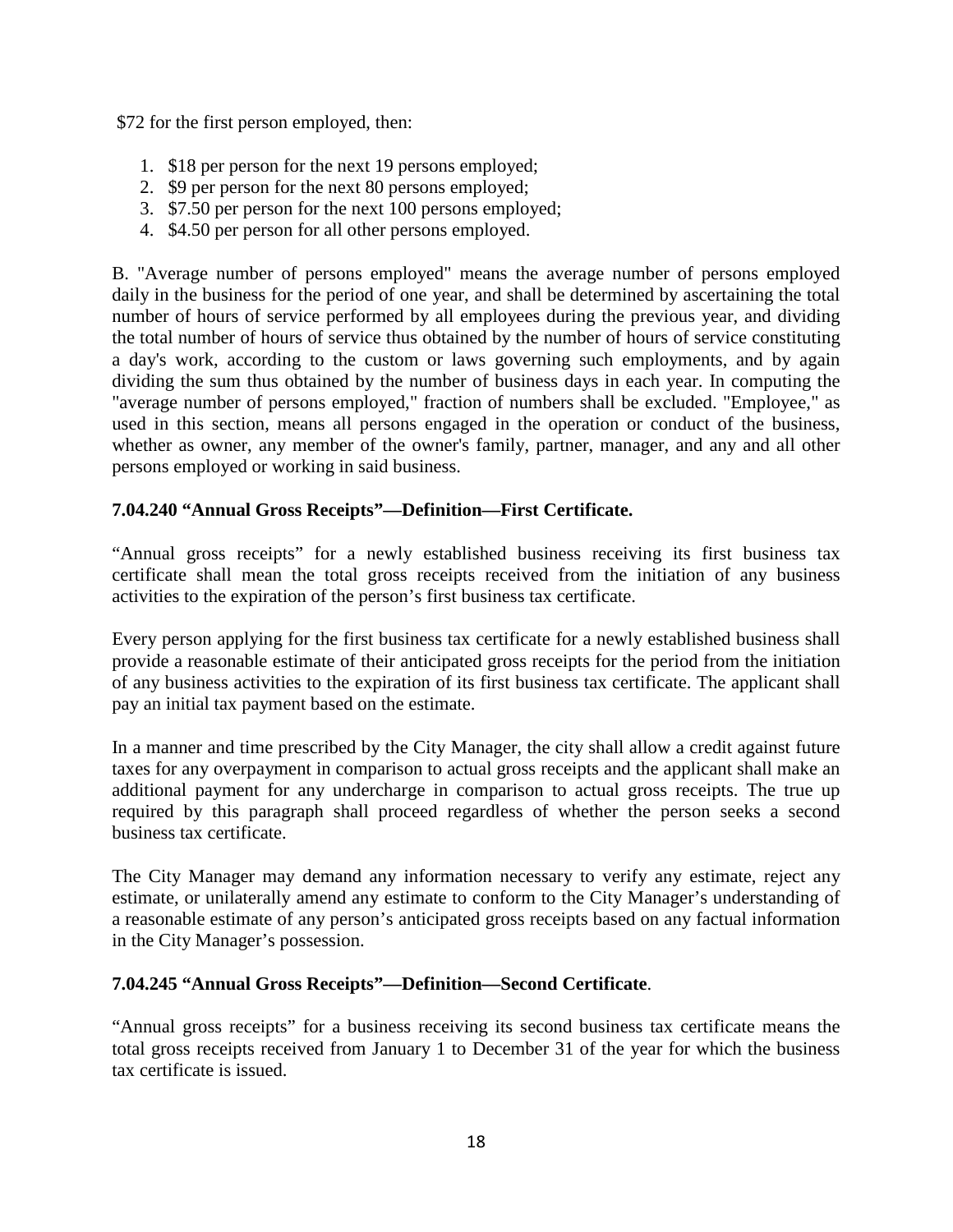$72 for the first person employed, then:

1. $18 per person for the next 19 persons employed;
2. $9 per person for the next 80 persons employed;
3. $7.50 per person for the next 100 persons employed;
4. $4.50 per person for all other persons employed.

B. "Average number of persons employed" means the average number of persons employed daily in the business for the period of one year, and shall be determined by ascertaining the total number of hours of service performed by all employees during the previous year, and dividing the total number of hours of service thus obtained by the number of hours of service constituting a day's work, according to the custom or laws governing such employments, and by again dividing the sum thus obtained by the number of business days in each year. In computing the "average number of persons employed," fraction of numbers shall be excluded. "Employee," as used in this section, means all persons engaged in the operation or conduct of the business, whether as owner, any member of the owner's family, partner, manager, and any and all other persons employed or working in said business.

### 7.04.240 "Annual Gross Receipts"—Definition—First Certificate.

"Annual gross receipts" for a newly established business receiving its first business tax certificate shall mean the total gross receipts received from the initiation of any business activities to the expiration of the person's first business tax certificate.

Every person applying for the first business tax certificate for a newly established business shall provide a reasonable estimate of their anticipated gross receipts for the period from the initiation of any business activities to the expiration of its first business tax certificate. The applicant shall pay an initial tax payment based on the estimate.

In a manner and time prescribed by the City Manager, the city shall allow a credit against future taxes for any overpayment in comparison to actual gross receipts and the applicant shall make an additional payment for any undercharge in comparison to actual gross receipts. The true up required by this paragraph shall proceed regardless of whether the person seeks a second business tax certificate.

The City Manager may demand any information necessary to verify any estimate, reject any estimate, or unilaterally amend any estimate to conform to the City Manager's understanding of a reasonable estimate of any person's anticipated gross receipts based on any factual information in the City Manager's possession.

### 7.04.245 "Annual Gross Receipts"—Definition—Second Certificate.

"Annual gross receipts" for a business receiving its second business tax certificate means the total gross receipts received from January 1 to December 31 of the year for which the business tax certificate is issued.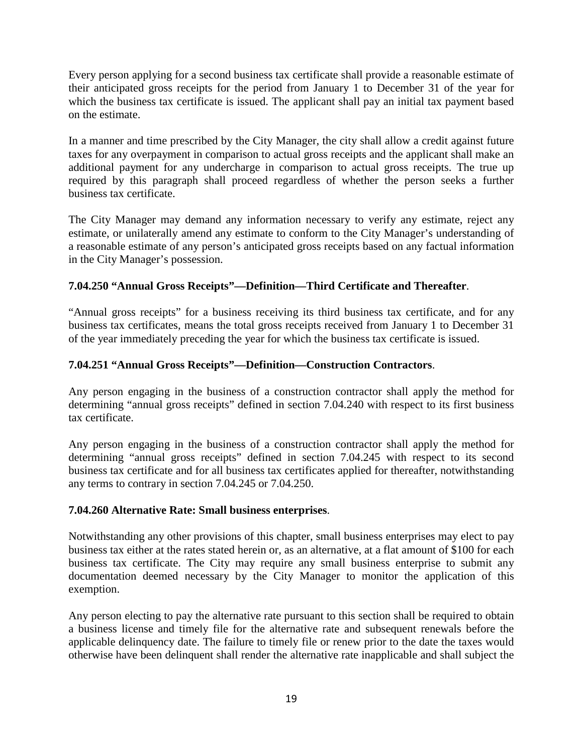Every person applying for a second business tax certificate shall provide a reasonable estimate of their anticipated gross receipts for the period from January 1 to December 31 of the year for which the business tax certificate is issued. The applicant shall pay an initial tax payment based on the estimate.

In a manner and time prescribed by the City Manager, the city shall allow a credit against future taxes for any overpayment in comparison to actual gross receipts and the applicant shall make an additional payment for any undercharge in comparison to actual gross receipts. The true up required by this paragraph shall proceed regardless of whether the person seeks a further business tax certificate.

The City Manager may demand any information necessary to verify any estimate, reject any estimate, or unilaterally amend any estimate to conform to the City Manager's understanding of a reasonable estimate of any person's anticipated gross receipts based on any factual information in the City Manager's possession.

**7.04.250 "Annual Gross Receipts"—Definition—Third Certificate and Thereafter**.

"Annual gross receipts" for a business receiving its third business tax certificate, and for any business tax certificates, means the total gross receipts received from January 1 to December 31 of the year immediately preceding the year for which the business tax certificate is issued.

**7.04.251 "Annual Gross Receipts"—Definition—Construction Contractors**.

Any person engaging in the business of a construction contractor shall apply the method for determining "annual gross receipts" defined in section 7.04.240 with respect to its first business tax certificate.

Any person engaging in the business of a construction contractor shall apply the method for determining "annual gross receipts" defined in section 7.04.245 with respect to its second business tax certificate and for all business tax certificates applied for thereafter, notwithstanding any terms to contrary in section 7.04.245 or 7.04.250.

**7.04.260 Alternative Rate: Small business enterprises**.

Notwithstanding any other provisions of this chapter, small business enterprises may elect to pay business tax either at the rates stated herein or, as an alternative, at a flat amount of $100 for each business tax certificate. The City may require any small business enterprise to submit any documentation deemed necessary by the City Manager to monitor the application of this exemption.

Any person electing to pay the alternative rate pursuant to this section shall be required to obtain a business license and timely file for the alternative rate and subsequent renewals before the applicable delinquency date. The failure to timely file or renew prior to the date the taxes would otherwise have been delinquent shall render the alternative rate inapplicable and shall subject the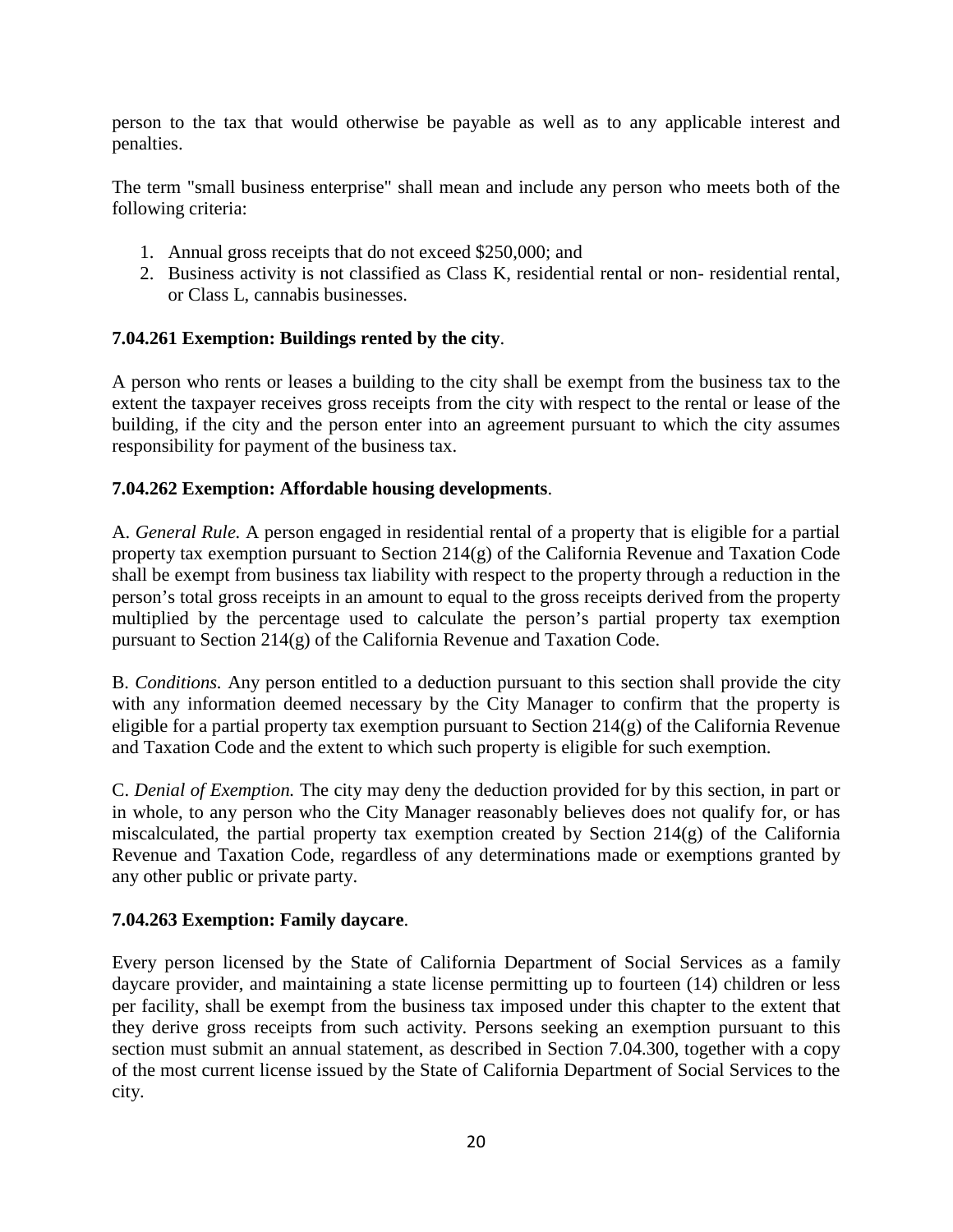person to the tax that would otherwise be payable as well as to any applicable interest and penalties.

The term "small business enterprise" shall mean and include any person who meets both of the following criteria:

1. Annual gross receipts that do not exceed $250,000; and
2. Business activity is not classified as Class K, residential rental or non- residential rental, or Class L, cannabis businesses.

**7.04.261 Exemption: Buildings rented by the city**.

A person who rents or leases a building to the city shall be exempt from the business tax to the extent the taxpayer receives gross receipts from the city with respect to the rental or lease of the building, if the city and the person enter into an agreement pursuant to which the city assumes responsibility for payment of the business tax.

**7.04.262 Exemption: Affordable housing developments**.

A. *General Rule.* A person engaged in residential rental of a property that is eligible for a partial property tax exemption pursuant to Section 214(g) of the California Revenue and Taxation Code shall be exempt from business tax liability with respect to the property through a reduction in the person's total gross receipts in an amount to equal to the gross receipts derived from the property multiplied by the percentage used to calculate the person's partial property tax exemption pursuant to Section 214(g) of the California Revenue and Taxation Code.

B. *Conditions.* Any person entitled to a deduction pursuant to this section shall provide the city with any information deemed necessary by the City Manager to confirm that the property is eligible for a partial property tax exemption pursuant to Section 214(g) of the California Revenue and Taxation Code and the extent to which such property is eligible for such exemption.

C. *Denial of Exemption.* The city may deny the deduction provided for by this section, in part or in whole, to any person who the City Manager reasonably believes does not qualify for, or has miscalculated, the partial property tax exemption created by Section 214(g) of the California Revenue and Taxation Code, regardless of any determinations made or exemptions granted by any other public or private party.

**7.04.263 Exemption: Family daycare**.

Every person licensed by the State of California Department of Social Services as a family daycare provider, and maintaining a state license permitting up to fourteen (14) children or less per facility, shall be exempt from the business tax imposed under this chapter to the extent that they derive gross receipts from such activity. Persons seeking an exemption pursuant to this section must submit an annual statement, as described in Section 7.04.300, together with a copy of the most current license issued by the State of California Department of Social Services to the city.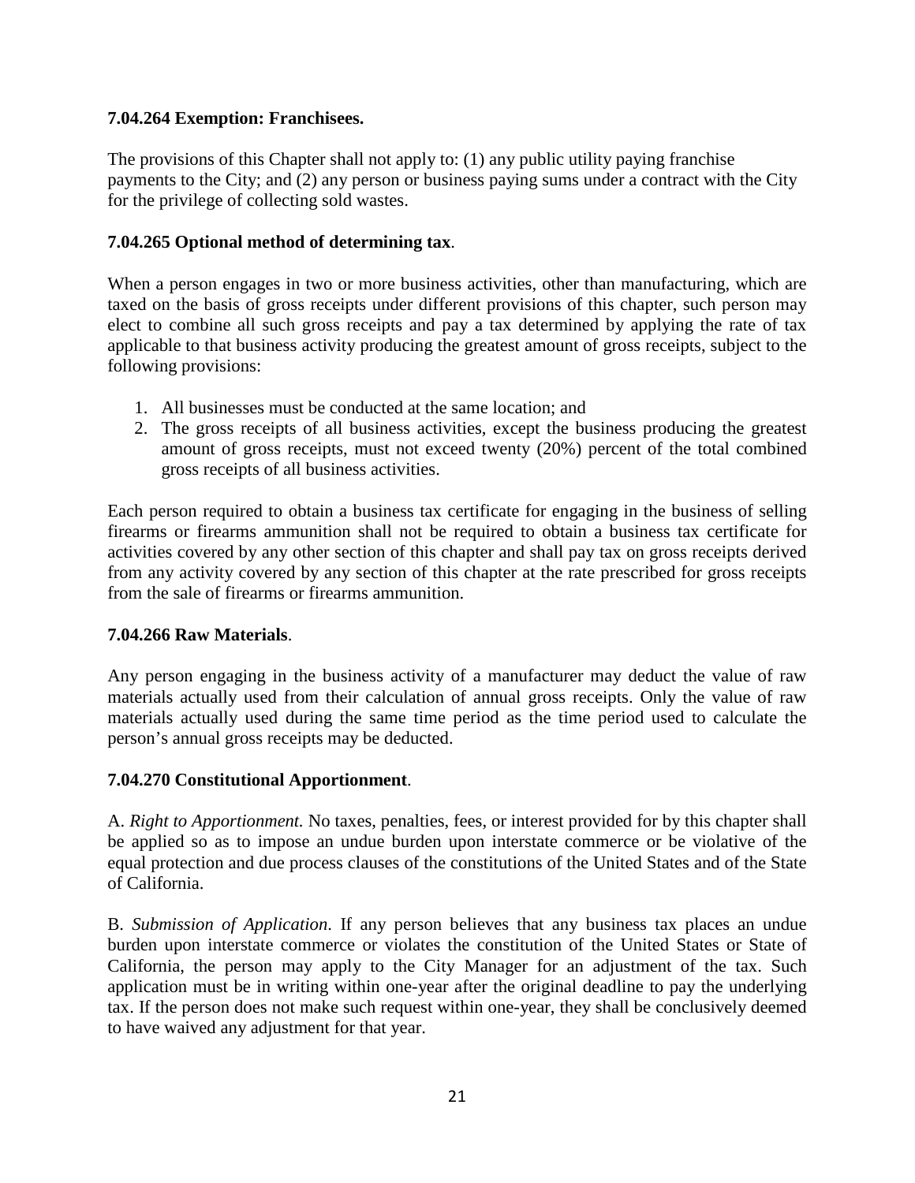**7.04.264 Exemption: Franchisees.**

The provisions of this Chapter shall not apply to: (1) any public utility paying franchise payments to the City; and (2) any person or business paying sums under a contract with the City for the privilege of collecting sold wastes.

**7.04.265 Optional method of determining tax**.

When a person engages in two or more business activities, other than manufacturing, which are taxed on the basis of gross receipts under different provisions of this chapter, such person may elect to combine all such gross receipts and pay a tax determined by applying the rate of tax applicable to that business activity producing the greatest amount of gross receipts, subject to the following provisions:

1. All businesses must be conducted at the same location; and
2. The gross receipts of all business activities, except the business producing the greatest amount of gross receipts, must not exceed twenty (20%) percent of the total combined gross receipts of all business activities.

Each person required to obtain a business tax certificate for engaging in the business of selling firearms or firearms ammunition shall not be required to obtain a business tax certificate for activities covered by any other section of this chapter and shall pay tax on gross receipts derived from any activity covered by any section of this chapter at the rate prescribed for gross receipts from the sale of firearms or firearms ammunition.

**7.04.266 Raw Materials**.

Any person engaging in the business activity of a manufacturer may deduct the value of raw materials actually used from their calculation of annual gross receipts. Only the value of raw materials actually used during the same time period as the time period used to calculate the person's annual gross receipts may be deducted.

**7.04.270 Constitutional Apportionment**.

A. *Right to Apportionment.* No taxes, penalties, fees, or interest provided for by this chapter shall be applied so as to impose an undue burden upon interstate commerce or be violative of the equal protection and due process clauses of the constitutions of the United States and of the State of California.

B. *Submission of Application.* If any person believes that any business tax places an undue burden upon interstate commerce or violates the constitution of the United States or State of California, the person may apply to the City Manager for an adjustment of the tax. Such application must be in writing within one-year after the original deadline to pay the underlying tax. If the person does not make such request within one-year, they shall be conclusively deemed to have waived any adjustment for that year.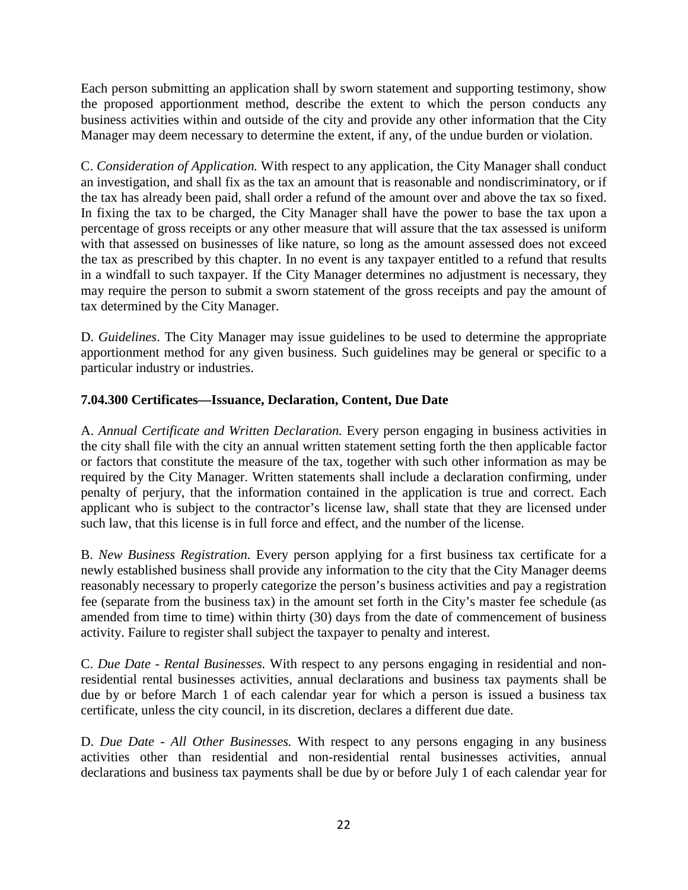Each person submitting an application shall by sworn statement and supporting testimony, show the proposed apportionment method, describe the extent to which the person conducts any business activities within and outside of the city and provide any other information that the City Manager may deem necessary to determine the extent, if any, of the undue burden or violation.

C. *Consideration of Application.* With respect to any application, the City Manager shall conduct an investigation, and shall fix as the tax an amount that is reasonable and nondiscriminatory, or if the tax has already been paid, shall order a refund of the amount over and above the tax so fixed. In fixing the tax to be charged, the City Manager shall have the power to base the tax upon a percentage of gross receipts or any other measure that will assure that the tax assessed is uniform with that assessed on businesses of like nature, so long as the amount assessed does not exceed the tax as prescribed by this chapter. In no event is any taxpayer entitled to a refund that results in a windfall to such taxpayer. If the City Manager determines no adjustment is necessary, they may require the person to submit a sworn statement of the gross receipts and pay the amount of tax determined by the City Manager.

D. *Guidelines*. The City Manager may issue guidelines to be used to determine the appropriate apportionment method for any given business. Such guidelines may be general or specific to a particular industry or industries.

**7.04.300 Certificates—Issuance, Declaration, Content, Due Date**

A. *Annual Certificate and Written Declaration.* Every person engaging in business activities in the city shall file with the city an annual written statement setting forth the then applicable factor or factors that constitute the measure of the tax, together with such other information as may be required by the City Manager. Written statements shall include a declaration confirming, under penalty of perjury, that the information contained in the application is true and correct. Each applicant who is subject to the contractor's license law, shall state that they are licensed under such law, that this license is in full force and effect, and the number of the license.

B. *New Business Registration.* Every person applying for a first business tax certificate for a newly established business shall provide any information to the city that the City Manager deems reasonably necessary to properly categorize the person's business activities and pay a registration fee (separate from the business tax) in the amount set forth in the City's master fee schedule (as amended from time to time) within thirty (30) days from the date of commencement of business activity. Failure to register shall subject the taxpayer to penalty and interest.

C. *Due Date - Rental Businesses.* With respect to any persons engaging in residential and non-residential rental businesses activities, annual declarations and business tax payments shall be due by or before March 1 of each calendar year for which a person is issued a business tax certificate, unless the city council, in its discretion, declares a different due date.

D. *Due Date - All Other Businesses.* With respect to any persons engaging in any business activities other than residential and non-residential rental businesses activities, annual declarations and business tax payments shall be due by or before July 1 of each calendar year for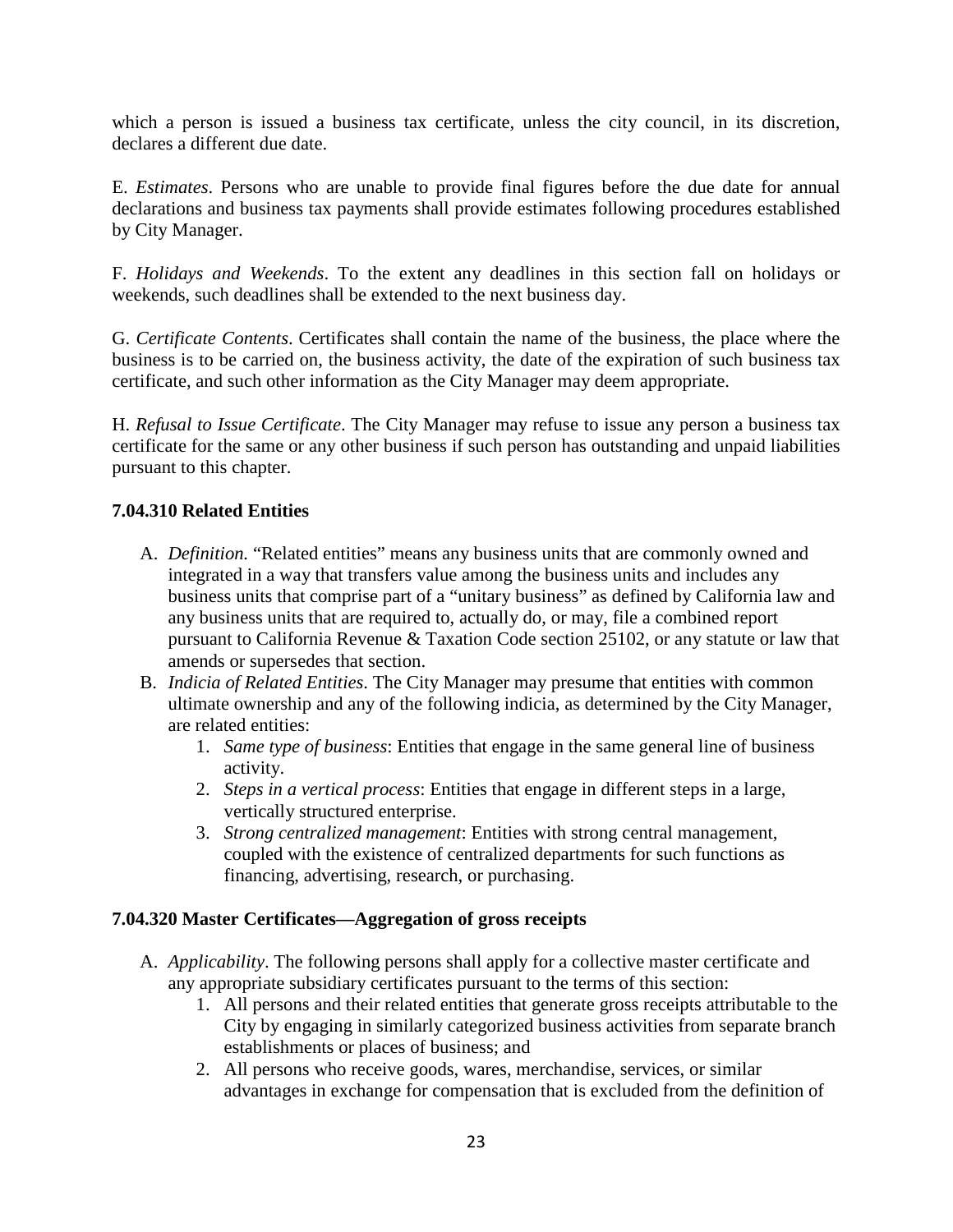which a person is issued a business tax certificate, unless the city council, in its discretion, declares a different due date.

E. *Estimates*. Persons who are unable to provide final figures before the due date for annual declarations and business tax payments shall provide estimates following procedures established by City Manager.

F. *Holidays and Weekends*. To the extent any deadlines in this section fall on holidays or weekends, such deadlines shall be extended to the next business day.

G. *Certificate Contents*. Certificates shall contain the name of the business, the place where the business is to be carried on, the business activity, the date of the expiration of such business tax certificate, and such other information as the City Manager may deem appropriate.

H. *Refusal to Issue Certificate*. The City Manager may refuse to issue any person a business tax certificate for the same or any other business if such person has outstanding and unpaid liabilities pursuant to this chapter.

### 7.04.310 Related Entities

A. *Definition.* "Related entities" means any business units that are commonly owned and integrated in a way that transfers value among the business units and includes any business units that comprise part of a "unitary business" as defined by California law and any business units that are required to, actually do, or may, file a combined report pursuant to California Revenue & Taxation Code section 25102, or any statute or law that amends or supersedes that section.

B. *Indicia of Related Entities*. The City Manager may presume that entities with common ultimate ownership and any of the following indicia, as determined by the City Manager, are related entities:
   1. *Same type of business*: Entities that engage in the same general line of business activity.
   2. *Steps in a vertical process*: Entities that engage in different steps in a large, vertically structured enterprise.
   3. *Strong centralized management*: Entities with strong central management, coupled with the existence of centralized departments for such functions as financing, advertising, research, or purchasing.

### 7.04.320 Master Certificates—Aggregation of gross receipts

A. *Applicability*. The following persons shall apply for a collective master certificate and any appropriate subsidiary certificates pursuant to the terms of this section:
   1. All persons and their related entities that generate gross receipts attributable to the City by engaging in similarly categorized business activities from separate branch establishments or places of business; and
   2. All persons who receive goods, wares, merchandise, services, or similar advantages in exchange for compensation that is excluded from the definition of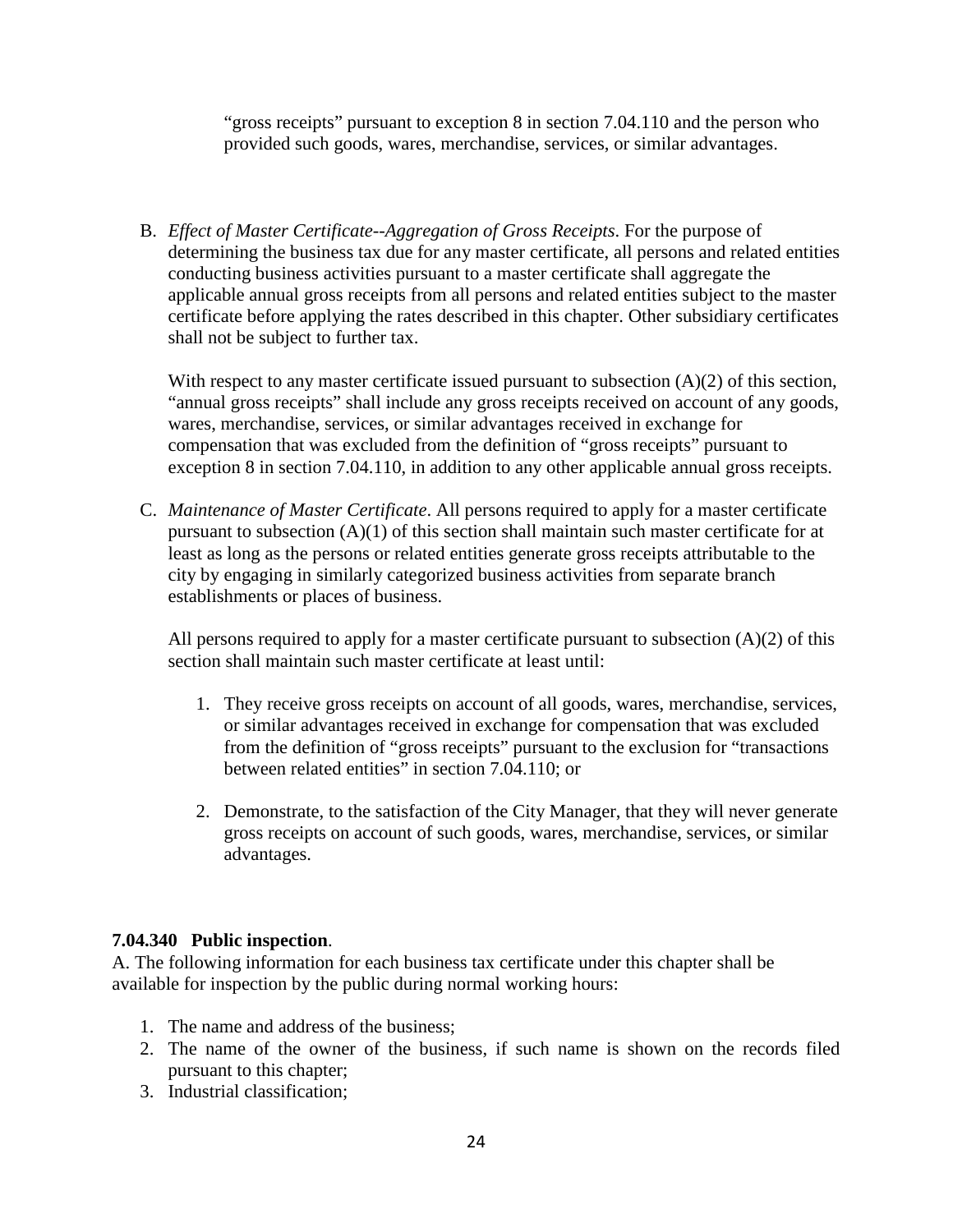"gross receipts" pursuant to exception 8 in section 7.04.110 and the person who provided such goods, wares, merchandise, services, or similar advantages.

B. *Effect of Master Certificate--Aggregation of Gross Receipts*. For the purpose of determining the business tax due for any master certificate, all persons and related entities conducting business activities pursuant to a master certificate shall aggregate the applicable annual gross receipts from all persons and related entities subject to the master certificate before applying the rates described in this chapter. Other subsidiary certificates shall not be subject to further tax.

   With respect to any master certificate issued pursuant to subsection (A)(2) of this section, "annual gross receipts" shall include any gross receipts received on account of any goods, wares, merchandise, services, or similar advantages received in exchange for compensation that was excluded from the definition of "gross receipts" pursuant to exception 8 in section 7.04.110, in addition to any other applicable annual gross receipts.

C. *Maintenance of Master Certificate*. All persons required to apply for a master certificate pursuant to subsection (A)(1) of this section shall maintain such master certificate for at least as long as the persons or related entities generate gross receipts attributable to the city by engaging in similarly categorized business activities from separate branch establishments or places of business.

   All persons required to apply for a master certificate pursuant to subsection (A)(2) of this section shall maintain such master certificate at least until:

   1. They receive gross receipts on account of all goods, wares, merchandise, services, or similar advantages received in exchange for compensation that was excluded from the definition of "gross receipts" pursuant to the exclusion for "transactions between related entities" in section 7.04.110; or

   2. Demonstrate, to the satisfaction of the City Manager, that they will never generate gross receipts on account of such goods, wares, merchandise, services, or similar advantages.

**7.04.340 Public inspection**.

A. The following information for each business tax certificate under this chapter shall be available for inspection by the public during normal working hours:

1. The name and address of the business;
2. The name of the owner of the business, if such name is shown on the records filed pursuant to this chapter;
3. Industrial classification;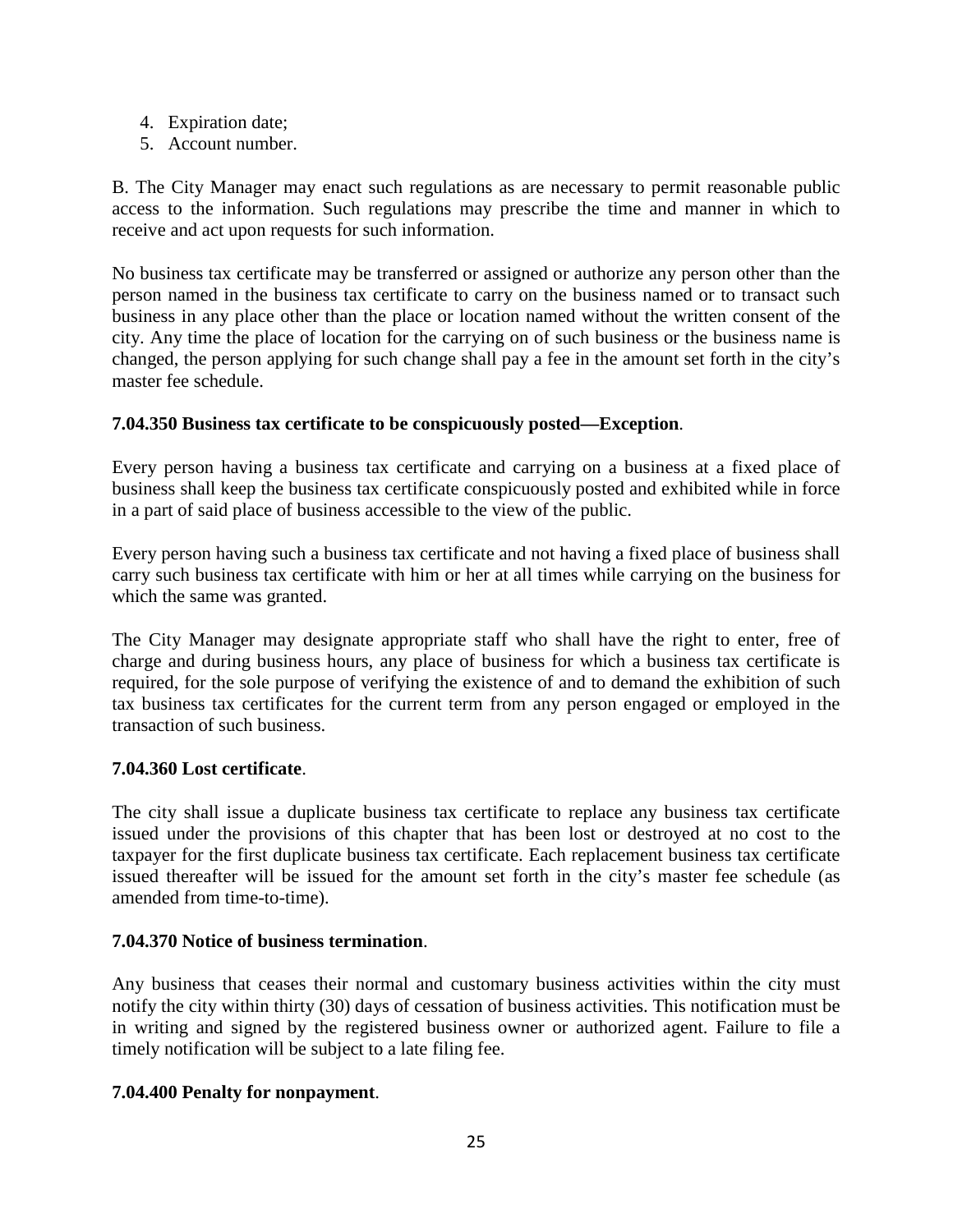4. Expiration date;
5. Account number.

B. The City Manager may enact such regulations as are necessary to permit reasonable public access to the information. Such regulations may prescribe the time and manner in which to receive and act upon requests for such information.

No business tax certificate may be transferred or assigned or authorize any person other than the person named in the business tax certificate to carry on the business named or to transact such business in any place other than the place or location named without the written consent of the city. Any time the place of location for the carrying on of such business or the business name is changed, the person applying for such change shall pay a fee in the amount set forth in the city's master fee schedule.

**7.04.350 Business tax certificate to be conspicuously posted—Exception**.

Every person having a business tax certificate and carrying on a business at a fixed place of business shall keep the business tax certificate conspicuously posted and exhibited while in force in a part of said place of business accessible to the view of the public.

Every person having such a business tax certificate and not having a fixed place of business shall carry such business tax certificate with him or her at all times while carrying on the business for which the same was granted.

The City Manager may designate appropriate staff who shall have the right to enter, free of charge and during business hours, any place of business for which a business tax certificate is required, for the sole purpose of verifying the existence of and to demand the exhibition of such tax business tax certificates for the current term from any person engaged or employed in the transaction of such business.

**7.04.360 Lost certificate**.

The city shall issue a duplicate business tax certificate to replace any business tax certificate issued under the provisions of this chapter that has been lost or destroyed at no cost to the taxpayer for the first duplicate business tax certificate. Each replacement business tax certificate issued thereafter will be issued for the amount set forth in the city's master fee schedule (as amended from time-to-time).

**7.04.370 Notice of business termination**.

Any business that ceases their normal and customary business activities within the city must notify the city within thirty (30) days of cessation of business activities. This notification must be in writing and signed by the registered business owner or authorized agent. Failure to file a timely notification will be subject to a late filing fee.

**7.04.400 Penalty for nonpayment**.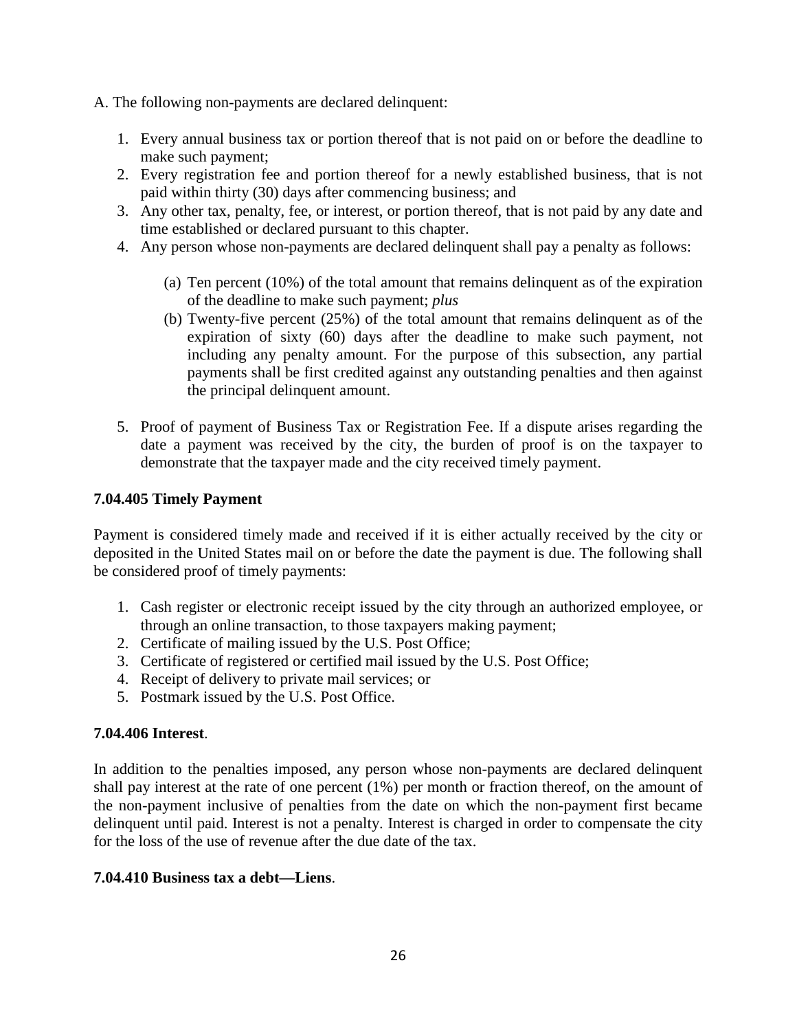A. The following non-payments are declared delinquent:

1. Every annual business tax or portion thereof that is not paid on or before the deadline to make such payment;
2. Every registration fee and portion thereof for a newly established business, that is not paid within thirty (30) days after commencing business; and
3. Any other tax, penalty, fee, or interest, or portion thereof, that is not paid by any date and time established or declared pursuant to this chapter.
4. Any person whose non-payments are declared delinquent shall pay a penalty as follows:
   - (a) Ten percent (10%) of the total amount that remains delinquent as of the expiration of the deadline to make such payment; *plus*
   - (b) Twenty-five percent (25%) of the total amount that remains delinquent as of the expiration of sixty (60) days after the deadline to make such payment, not including any penalty amount. For the purpose of this subsection, any partial payments shall be first credited against any outstanding penalties and then against the principal delinquent amount.
5. Proof of payment of Business Tax or Registration Fee. If a dispute arises regarding the date a payment was received by the city, the burden of proof is on the taxpayer to demonstrate that the taxpayer made and the city received timely payment.

**7.04.405 Timely Payment**

Payment is considered timely made and received if it is either actually received by the city or deposited in the United States mail on or before the date the payment is due. The following shall be considered proof of timely payments:

1. Cash register or electronic receipt issued by the city through an authorized employee, or through an online transaction, to those taxpayers making payment;
2. Certificate of mailing issued by the U.S. Post Office;
3. Certificate of registered or certified mail issued by the U.S. Post Office;
4. Receipt of delivery to private mail services; or
5. Postmark issued by the U.S. Post Office.

**7.04.406 Interest**.

In addition to the penalties imposed, any person whose non-payments are declared delinquent shall pay interest at the rate of one percent (1%) per month or fraction thereof, on the amount of the non-payment inclusive of penalties from the date on which the non-payment first became delinquent until paid. Interest is not a penalty. Interest is charged in order to compensate the city for the loss of the use of revenue after the due date of the tax.

**7.04.410 Business tax a debt—Liens**.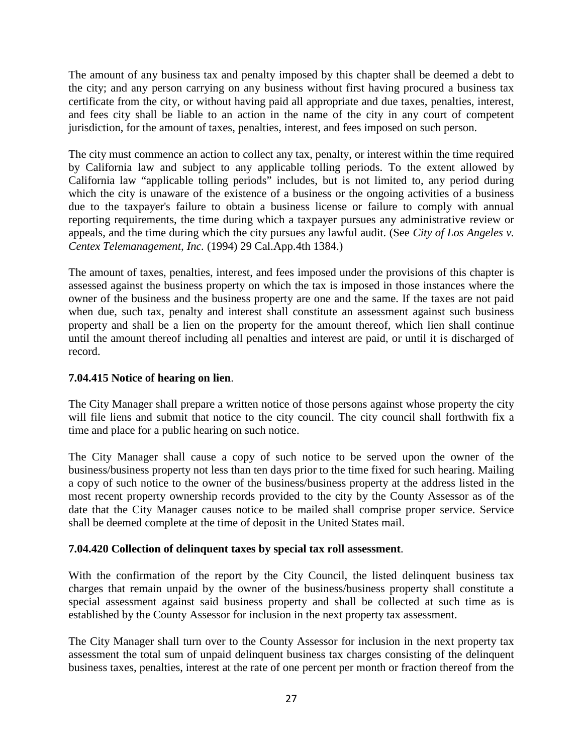The amount of any business tax and penalty imposed by this chapter shall be deemed a debt to the city; and any person carrying on any business without first having procured a business tax certificate from the city, or without having paid all appropriate and due taxes, penalties, interest, and fees city shall be liable to an action in the name of the city in any court of competent jurisdiction, for the amount of taxes, penalties, interest, and fees imposed on such person.

The city must commence an action to collect any tax, penalty, or interest within the time required by California law and subject to any applicable tolling periods. To the extent allowed by California law "applicable tolling periods" includes, but is not limited to, any period during which the city is unaware of the existence of a business or the ongoing activities of a business due to the taxpayer's failure to obtain a business license or failure to comply with annual reporting requirements, the time during which a taxpayer pursues any administrative review or appeals, and the time during which the city pursues any lawful audit. (See *City of Los Angeles v. Centex Telemanagement, Inc.* (1994) 29 Cal.App.4th 1384.)

The amount of taxes, penalties, interest, and fees imposed under the provisions of this chapter is assessed against the business property on which the tax is imposed in those instances where the owner of the business and the business property are one and the same. If the taxes are not paid when due, such tax, penalty and interest shall constitute an assessment against such business property and shall be a lien on the property for the amount thereof, which lien shall continue until the amount thereof including all penalties and interest are paid, or until it is discharged of record.

**7.04.415 Notice of hearing on lien**.

The City Manager shall prepare a written notice of those persons against whose property the city will file liens and submit that notice to the city council. The city council shall forthwith fix a time and place for a public hearing on such notice.

The City Manager shall cause a copy of such notice to be served upon the owner of the business/business property not less than ten days prior to the time fixed for such hearing. Mailing a copy of such notice to the owner of the business/business property at the address listed in the most recent property ownership records provided to the city by the County Assessor as of the date that the City Manager causes notice to be mailed shall comprise proper service. Service shall be deemed complete at the time of deposit in the United States mail.

**7.04.420 Collection of delinquent taxes by special tax roll assessment**.

With the confirmation of the report by the City Council, the listed delinquent business tax charges that remain unpaid by the owner of the business/business property shall constitute a special assessment against said business property and shall be collected at such time as is established by the County Assessor for inclusion in the next property tax assessment.

The City Manager shall turn over to the County Assessor for inclusion in the next property tax assessment the total sum of unpaid delinquent business tax charges consisting of the delinquent business taxes, penalties, interest at the rate of one percent per month or fraction thereof from the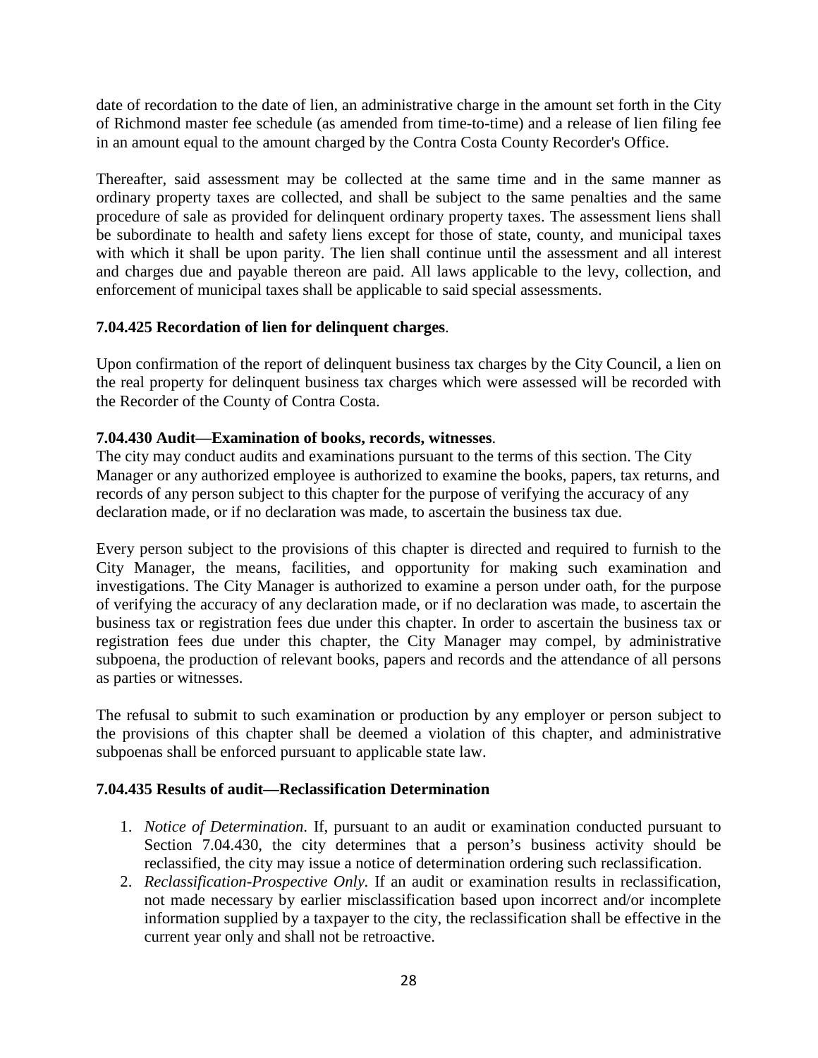date of recordation to the date of lien, an administrative charge in the amount set forth in the City of Richmond master fee schedule (as amended from time-to-time) and a release of lien filing fee in an amount equal to the amount charged by the Contra Costa County Recorder's Office.

Thereafter, said assessment may be collected at the same time and in the same manner as ordinary property taxes are collected, and shall be subject to the same penalties and the same procedure of sale as provided for delinquent ordinary property taxes. The assessment liens shall be subordinate to health and safety liens except for those of state, county, and municipal taxes with which it shall be upon parity. The lien shall continue until the assessment and all interest and charges due and payable thereon are paid. All laws applicable to the levy, collection, and enforcement of municipal taxes shall be applicable to said special assessments.

**7.04.425 Recordation of lien for delinquent charges**.

Upon confirmation of the report of delinquent business tax charges by the City Council, a lien on the real property for delinquent business tax charges which were assessed will be recorded with the Recorder of the County of Contra Costa.

**7.04.430 Audit—Examination of books, records, witnesses**.

The city may conduct audits and examinations pursuant to the terms of this section. The City Manager or any authorized employee is authorized to examine the books, papers, tax returns, and records of any person subject to this chapter for the purpose of verifying the accuracy of any declaration made, or if no declaration was made, to ascertain the business tax due.

Every person subject to the provisions of this chapter is directed and required to furnish to the City Manager, the means, facilities, and opportunity for making such examination and investigations. The City Manager is authorized to examine a person under oath, for the purpose of verifying the accuracy of any declaration made, or if no declaration was made, to ascertain the business tax or registration fees due under this chapter. In order to ascertain the business tax or registration fees due under this chapter, the City Manager may compel, by administrative subpoena, the production of relevant books, papers and records and the attendance of all persons as parties or witnesses.

The refusal to submit to such examination or production by any employer or person subject to the provisions of this chapter shall be deemed a violation of this chapter, and administrative subpoenas shall be enforced pursuant to applicable state law.

**7.04.435 Results of audit—Reclassification Determination**

1. *Notice of Determination*. If, pursuant to an audit or examination conducted pursuant to Section 7.04.430, the city determines that a person's business activity should be reclassified, the city may issue a notice of determination ordering such reclassification.
2. *Reclassification-Prospective Only.* If an audit or examination results in reclassification, not made necessary by earlier misclassification based upon incorrect and/or incomplete information supplied by a taxpayer to the city, the reclassification shall be effective in the current year only and shall not be retroactive.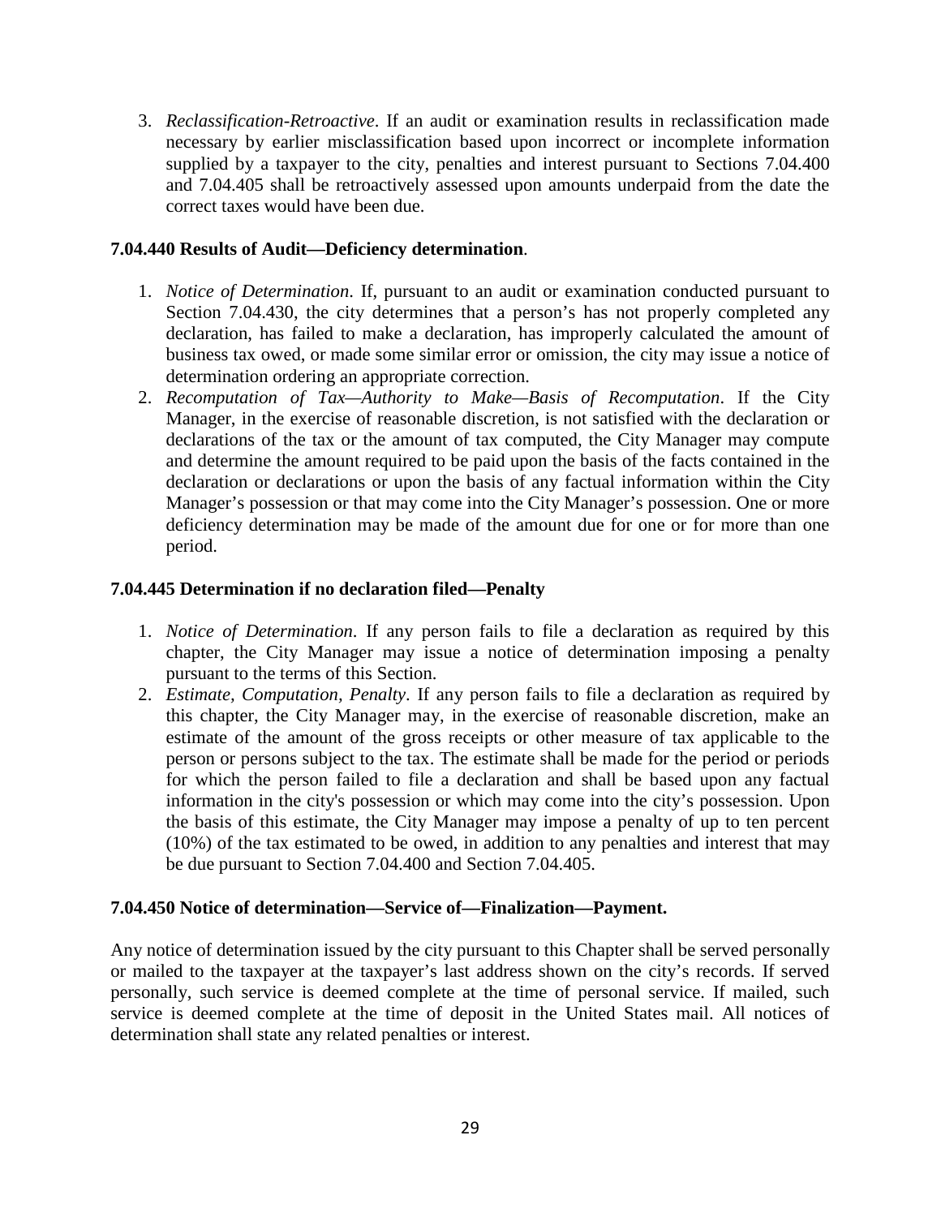3. *Reclassification-Retroactive*. If an audit or examination results in reclassification made necessary by earlier misclassification based upon incorrect or incomplete information supplied by a taxpayer to the city, penalties and interest pursuant to Sections 7.04.400 and 7.04.405 shall be retroactively assessed upon amounts underpaid from the date the correct taxes would have been due.

**7.04.440 Results of Audit—Deficiency determination**.

1. *Notice of Determination*. If, pursuant to an audit or examination conducted pursuant to Section 7.04.430, the city determines that a person's has not properly completed any declaration, has failed to make a declaration, has improperly calculated the amount of business tax owed, or made some similar error or omission, the city may issue a notice of determination ordering an appropriate correction.
2. *Recomputation of Tax—Authority to Make—Basis of Recomputation*. If the City Manager, in the exercise of reasonable discretion, is not satisfied with the declaration or declarations of the tax or the amount of tax computed, the City Manager may compute and determine the amount required to be paid upon the basis of the facts contained in the declaration or declarations or upon the basis of any factual information within the City Manager's possession or that may come into the City Manager's possession. One or more deficiency determination may be made of the amount due for one or for more than one period.

**7.04.445 Determination if no declaration filed—Penalty**

1. *Notice of Determination*. If any person fails to file a declaration as required by this chapter, the City Manager may issue a notice of determination imposing a penalty pursuant to the terms of this Section.
2. *Estimate, Computation, Penalty*. If any person fails to file a declaration as required by this chapter, the City Manager may, in the exercise of reasonable discretion, make an estimate of the amount of the gross receipts or other measure of tax applicable to the person or persons subject to the tax. The estimate shall be made for the period or periods for which the person failed to file a declaration and shall be based upon any factual information in the city's possession or which may come into the city's possession. Upon the basis of this estimate, the City Manager may impose a penalty of up to ten percent (10%) of the tax estimated to be owed, in addition to any penalties and interest that may be due pursuant to Section 7.04.400 and Section 7.04.405.

**7.04.450 Notice of determination—Service of—Finalization—Payment.**

Any notice of determination issued by the city pursuant to this Chapter shall be served personally or mailed to the taxpayer at the taxpayer's last address shown on the city's records. If served personally, such service is deemed complete at the time of personal service. If mailed, such service is deemed complete at the time of deposit in the United States mail. All notices of determination shall state any related penalties or interest.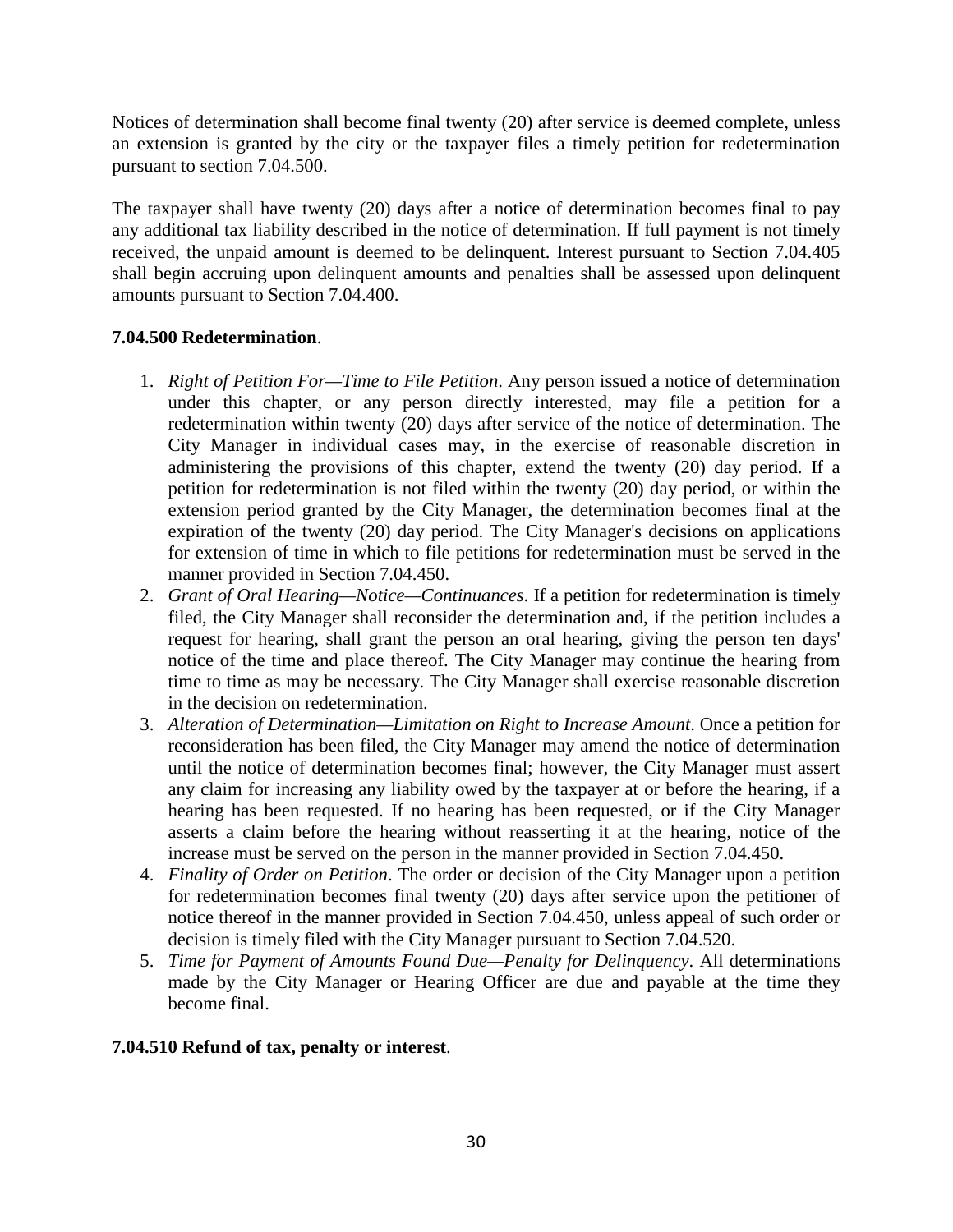Notices of determination shall become final twenty (20) after service is deemed complete, unless an extension is granted by the city or the taxpayer files a timely petition for redetermination pursuant to section 7.04.500.

The taxpayer shall have twenty (20) days after a notice of determination becomes final to pay any additional tax liability described in the notice of determination. If full payment is not timely received, the unpaid amount is deemed to be delinquent. Interest pursuant to Section 7.04.405 shall begin accruing upon delinquent amounts and penalties shall be assessed upon delinquent amounts pursuant to Section 7.04.400.

**7.04.500 Redetermination**.

1. *Right of Petition For—Time to File Petition*. Any person issued a notice of determination under this chapter, or any person directly interested, may file a petition for a redetermination within twenty (20) days after service of the notice of determination. The City Manager in individual cases may, in the exercise of reasonable discretion in administering the provisions of this chapter, extend the twenty (20) day period. If a petition for redetermination is not filed within the twenty (20) day period, or within the extension period granted by the City Manager, the determination becomes final at the expiration of the twenty (20) day period. The City Manager's decisions on applications for extension of time in which to file petitions for redetermination must be served in the manner provided in Section 7.04.450.
2. *Grant of Oral Hearing—Notice—Continuances*. If a petition for redetermination is timely filed, the City Manager shall reconsider the determination and, if the petition includes a request for hearing, shall grant the person an oral hearing, giving the person ten days' notice of the time and place thereof. The City Manager may continue the hearing from time to time as may be necessary. The City Manager shall exercise reasonable discretion in the decision on redetermination.
3. *Alteration of Determination—Limitation on Right to Increase Amount*. Once a petition for reconsideration has been filed, the City Manager may amend the notice of determination until the notice of determination becomes final; however, the City Manager must assert any claim for increasing any liability owed by the taxpayer at or before the hearing, if a hearing has been requested. If no hearing has been requested, or if the City Manager asserts a claim before the hearing without reasserting it at the hearing, notice of the increase must be served on the person in the manner provided in Section 7.04.450.
4. *Finality of Order on Petition*. The order or decision of the City Manager upon a petition for redetermination becomes final twenty (20) days after service upon the petitioner of notice thereof in the manner provided in Section 7.04.450, unless appeal of such order or decision is timely filed with the City Manager pursuant to Section 7.04.520.
5. *Time for Payment of Amounts Found Due—Penalty for Delinquency*. All determinations made by the City Manager or Hearing Officer are due and payable at the time they become final.

**7.04.510 Refund of tax, penalty or interest**.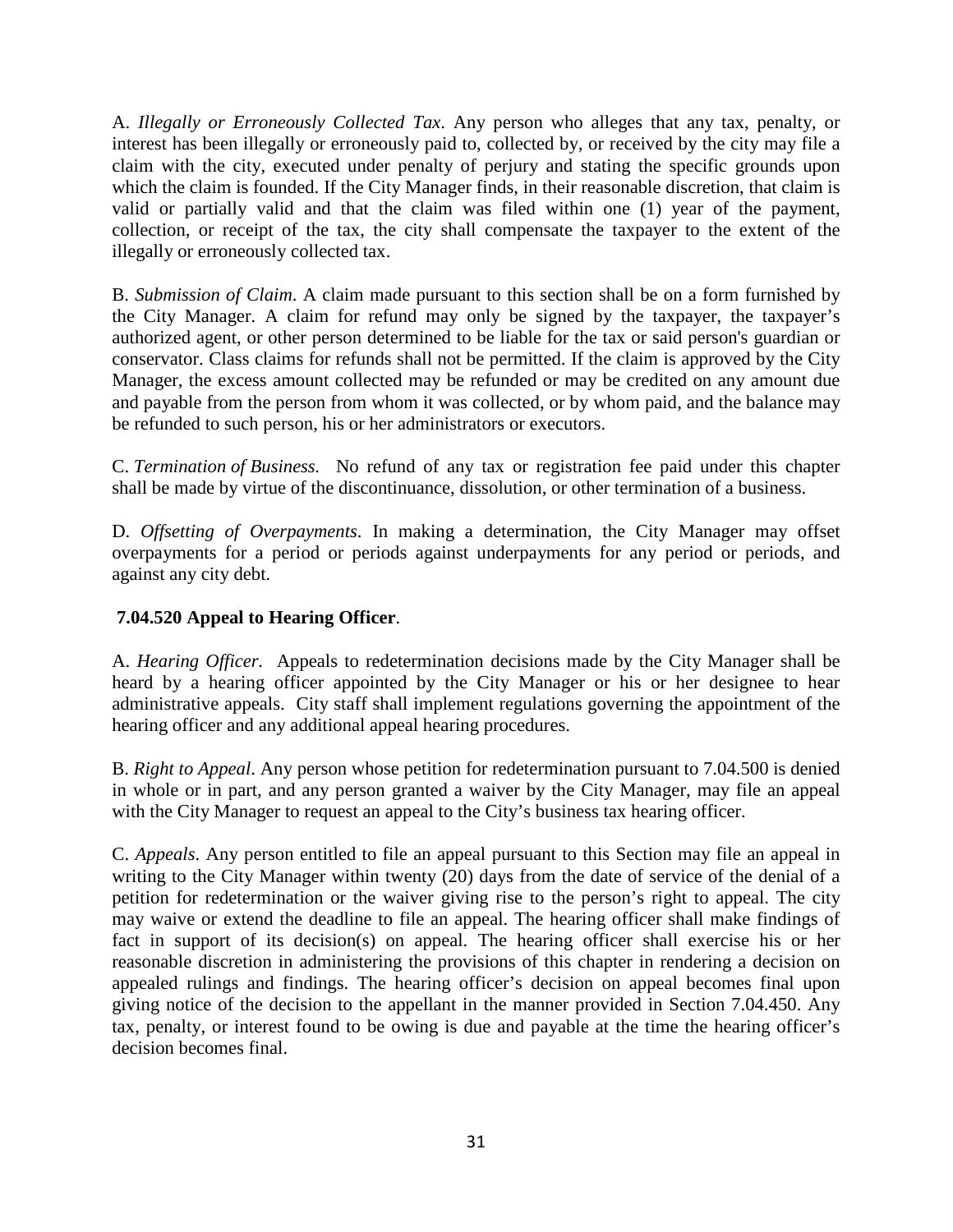A. *Illegally or Erroneously Collected Tax*. Any person who alleges that any tax, penalty, or interest has been illegally or erroneously paid to, collected by, or received by the city may file a claim with the city, executed under penalty of perjury and stating the specific grounds upon which the claim is founded. If the City Manager finds, in their reasonable discretion, that claim is valid or partially valid and that the claim was filed within one (1) year of the payment, collection, or receipt of the tax, the city shall compensate the taxpayer to the extent of the illegally or erroneously collected tax.

B. *Submission of Claim*. A claim made pursuant to this section shall be on a form furnished by the City Manager. A claim for refund may only be signed by the taxpayer, the taxpayer's authorized agent, or other person determined to be liable for the tax or said person's guardian or conservator. Class claims for refunds shall not be permitted. If the claim is approved by the City Manager, the excess amount collected may be refunded or may be credited on any amount due and payable from the person from whom it was collected, or by whom paid, and the balance may be refunded to such person, his or her administrators or executors.

C. *Termination of Business.* No refund of any tax or registration fee paid under this chapter shall be made by virtue of the discontinuance, dissolution, or other termination of a business.

D. *Offsetting of Overpayments*. In making a determination, the City Manager may offset overpayments for a period or periods against underpayments for any period or periods, and against any city debt.

**7.04.520 Appeal to Hearing Officer**.

A. *Hearing Officer.* Appeals to redetermination decisions made by the City Manager shall be heard by a hearing officer appointed by the City Manager or his or her designee to hear administrative appeals. City staff shall implement regulations governing the appointment of the hearing officer and any additional appeal hearing procedures.

B. *Right to Appeal*. Any person whose petition for redetermination pursuant to 7.04.500 is denied in whole or in part, and any person granted a waiver by the City Manager, may file an appeal with the City Manager to request an appeal to the City's business tax hearing officer.

C. *Appeals*. Any person entitled to file an appeal pursuant to this Section may file an appeal in writing to the City Manager within twenty (20) days from the date of service of the denial of a petition for redetermination or the waiver giving rise to the person's right to appeal. The city may waive or extend the deadline to file an appeal. The hearing officer shall make findings of fact in support of its decision(s) on appeal. The hearing officer shall exercise his or her reasonable discretion in administering the provisions of this chapter in rendering a decision on appealed rulings and findings. The hearing officer's decision on appeal becomes final upon giving notice of the decision to the appellant in the manner provided in Section 7.04.450. Any tax, penalty, or interest found to be owing is due and payable at the time the hearing officer's decision becomes final.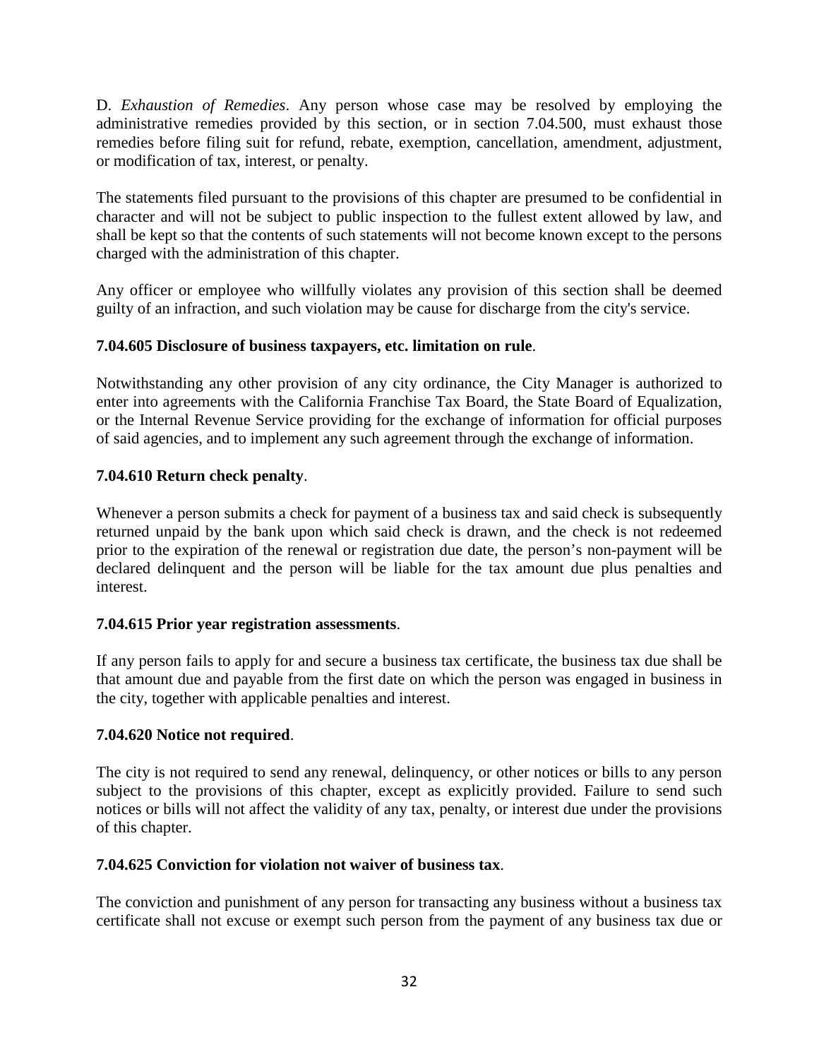D. *Exhaustion of Remedies*. Any person whose case may be resolved by employing the administrative remedies provided by this section, or in section 7.04.500, must exhaust those remedies before filing suit for refund, rebate, exemption, cancellation, amendment, adjustment, or modification of tax, interest, or penalty.

The statements filed pursuant to the provisions of this chapter are presumed to be confidential in character and will not be subject to public inspection to the fullest extent allowed by law, and shall be kept so that the contents of such statements will not become known except to the persons charged with the administration of this chapter.

Any officer or employee who willfully violates any provision of this section shall be deemed guilty of an infraction, and such violation may be cause for discharge from the city's service.

**7.04.605 Disclosure of business taxpayers, etc. limitation on rule**.

Notwithstanding any other provision of any city ordinance, the City Manager is authorized to enter into agreements with the California Franchise Tax Board, the State Board of Equalization, or the Internal Revenue Service providing for the exchange of information for official purposes of said agencies, and to implement any such agreement through the exchange of information.

**7.04.610 Return check penalty**.

Whenever a person submits a check for payment of a business tax and said check is subsequently returned unpaid by the bank upon which said check is drawn, and the check is not redeemed prior to the expiration of the renewal or registration due date, the person's non-payment will be declared delinquent and the person will be liable for the tax amount due plus penalties and interest.

**7.04.615 Prior year registration assessments**.

If any person fails to apply for and secure a business tax certificate, the business tax due shall be that amount due and payable from the first date on which the person was engaged in business in the city, together with applicable penalties and interest.

**7.04.620 Notice not required**.

The city is not required to send any renewal, delinquency, or other notices or bills to any person subject to the provisions of this chapter, except as explicitly provided. Failure to send such notices or bills will not affect the validity of any tax, penalty, or interest due under the provisions of this chapter.

**7.04.625 Conviction for violation not waiver of business tax**.

The conviction and punishment of any person for transacting any business without a business tax certificate shall not excuse or exempt such person from the payment of any business tax due or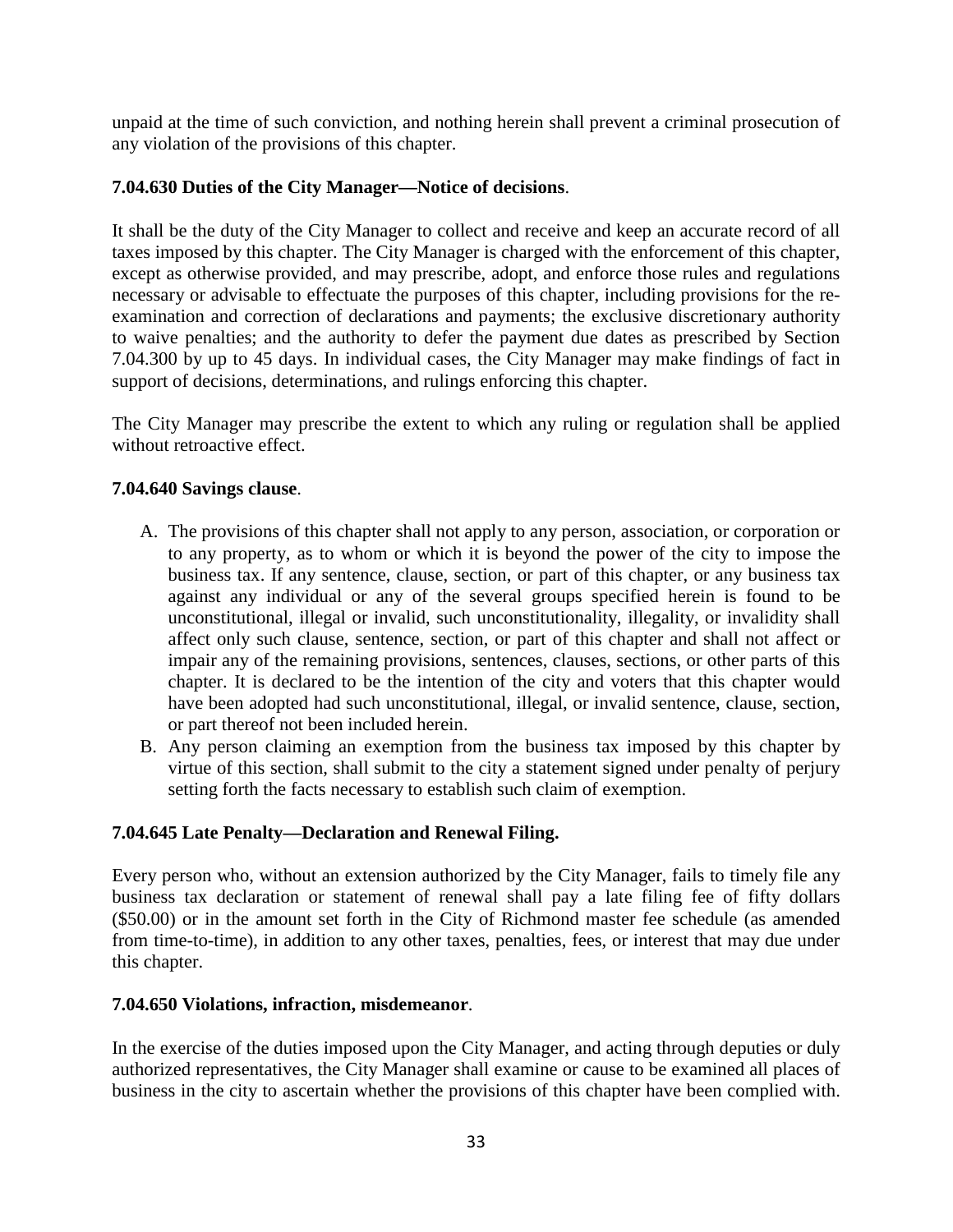unpaid at the time of such conviction, and nothing herein shall prevent a criminal prosecution of any violation of the provisions of this chapter.

**7.04.630 Duties of the City Manager—Notice of decisions**.

It shall be the duty of the City Manager to collect and receive and keep an accurate record of all taxes imposed by this chapter. The City Manager is charged with the enforcement of this chapter, except as otherwise provided, and may prescribe, adopt, and enforce those rules and regulations necessary or advisable to effectuate the purposes of this chapter, including provisions for the re-examination and correction of declarations and payments; the exclusive discretionary authority to waive penalties; and the authority to defer the payment due dates as prescribed by Section 7.04.300 by up to 45 days. In individual cases, the City Manager may make findings of fact in support of decisions, determinations, and rulings enforcing this chapter.

The City Manager may prescribe the extent to which any ruling or regulation shall be applied without retroactive effect.

**7.04.640 Savings clause**.

A. The provisions of this chapter shall not apply to any person, association, or corporation or to any property, as to whom or which it is beyond the power of the city to impose the business tax. If any sentence, clause, section, or part of this chapter, or any business tax against any individual or any of the several groups specified herein is found to be unconstitutional, illegal or invalid, such unconstitutionality, illegality, or invalidity shall affect only such clause, sentence, section, or part of this chapter and shall not affect or impair any of the remaining provisions, sentences, clauses, sections, or other parts of this chapter. It is declared to be the intention of the city and voters that this chapter would have been adopted had such unconstitutional, illegal, or invalid sentence, clause, section, or part thereof not been included herein.
B. Any person claiming an exemption from the business tax imposed by this chapter by virtue of this section, shall submit to the city a statement signed under penalty of perjury setting forth the facts necessary to establish such claim of exemption.

**7.04.645 Late Penalty—Declaration and Renewal Filing.**

Every person who, without an extension authorized by the City Manager, fails to timely file any business tax declaration or statement of renewal shall pay a late filing fee of fifty dollars ($50.00) or in the amount set forth in the City of Richmond master fee schedule (as amended from time-to-time), in addition to any other taxes, penalties, fees, or interest that may due under this chapter.

**7.04.650 Violations, infraction, misdemeanor**.

In the exercise of the duties imposed upon the City Manager, and acting through deputies or duly authorized representatives, the City Manager shall examine or cause to be examined all places of business in the city to ascertain whether the provisions of this chapter have been complied with.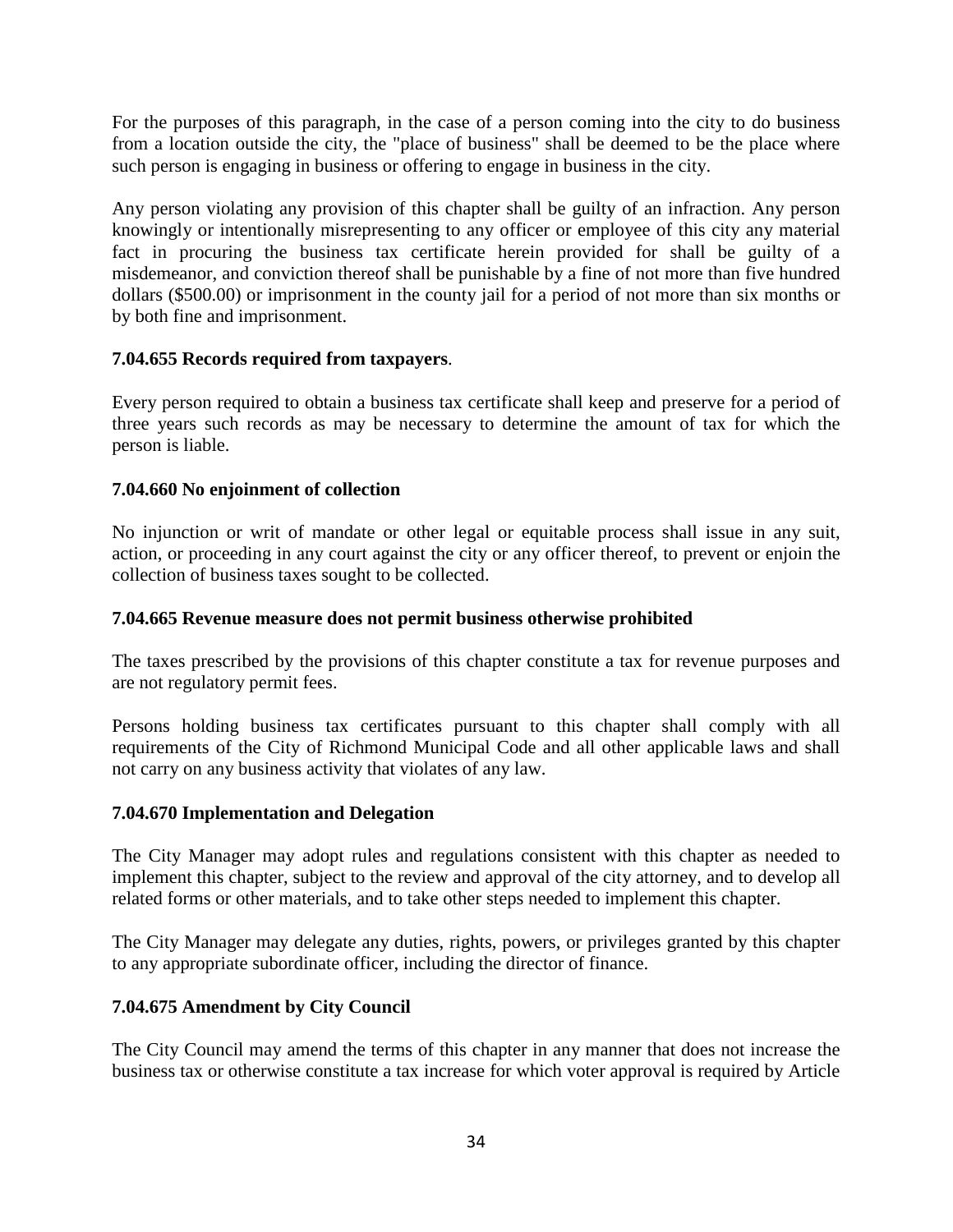For the purposes of this paragraph, in the case of a person coming into the city to do business from a location outside the city, the "place of business" shall be deemed to be the place where such person is engaging in business or offering to engage in business in the city.

Any person violating any provision of this chapter shall be guilty of an infraction. Any person knowingly or intentionally misrepresenting to any officer or employee of this city any material fact in procuring the business tax certificate herein provided for shall be guilty of a misdemeanor, and conviction thereof shall be punishable by a fine of not more than five hundred dollars ($500.00) or imprisonment in the county jail for a period of not more than six months or by both fine and imprisonment.

**7.04.655 Records required from taxpayers**.

Every person required to obtain a business tax certificate shall keep and preserve for a period of three years such records as may be necessary to determine the amount of tax for which the person is liable.

**7.04.660 No enjoinment of collection**

No injunction or writ of mandate or other legal or equitable process shall issue in any suit, action, or proceeding in any court against the city or any officer thereof, to prevent or enjoin the collection of business taxes sought to be collected.

**7.04.665 Revenue measure does not permit business otherwise prohibited**

The taxes prescribed by the provisions of this chapter constitute a tax for revenue purposes and are not regulatory permit fees.

Persons holding business tax certificates pursuant to this chapter shall comply with all requirements of the City of Richmond Municipal Code and all other applicable laws and shall not carry on any business activity that violates of any law.

**7.04.670 Implementation and Delegation**

The City Manager may adopt rules and regulations consistent with this chapter as needed to implement this chapter, subject to the review and approval of the city attorney, and to develop all related forms or other materials, and to take other steps needed to implement this chapter.

The City Manager may delegate any duties, rights, powers, or privileges granted by this chapter to any appropriate subordinate officer, including the director of finance.

**7.04.675 Amendment by City Council**

The City Council may amend the terms of this chapter in any manner that does not increase the business tax or otherwise constitute a tax increase for which voter approval is required by Article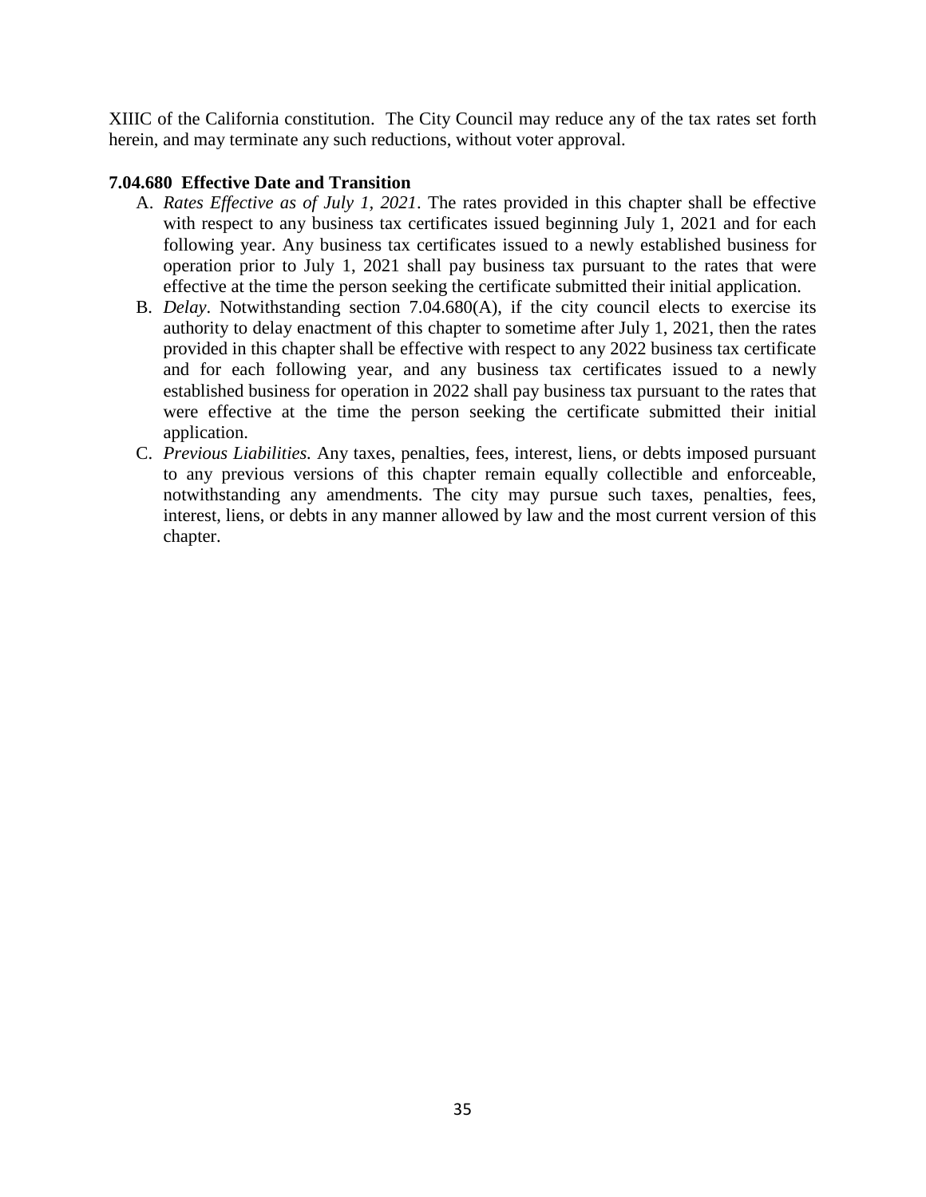XIIIC of the California constitution. The City Council may reduce any of the tax rates set forth herein, and may terminate any such reductions, without voter approval.

**7.04.680 Effective Date and Transition**

A. *Rates Effective as of July 1, 2021*. The rates provided in this chapter shall be effective with respect to any business tax certificates issued beginning July 1, 2021 and for each following year. Any business tax certificates issued to a newly established business for operation prior to July 1, 2021 shall pay business tax pursuant to the rates that were effective at the time the person seeking the certificate submitted their initial application.
B. *Delay*. Notwithstanding section 7.04.680(A), if the city council elects to exercise its authority to delay enactment of this chapter to sometime after July 1, 2021, then the rates provided in this chapter shall be effective with respect to any 2022 business tax certificate and for each following year, and any business tax certificates issued to a newly established business for operation in 2022 shall pay business tax pursuant to the rates that were effective at the time the person seeking the certificate submitted their initial application.
C. *Previous Liabilities.* Any taxes, penalties, fees, interest, liens, or debts imposed pursuant to any previous versions of this chapter remain equally collectible and enforceable, notwithstanding any amendments. The city may pursue such taxes, penalties, fees, interest, liens, or debts in any manner allowed by law and the most current version of this chapter.